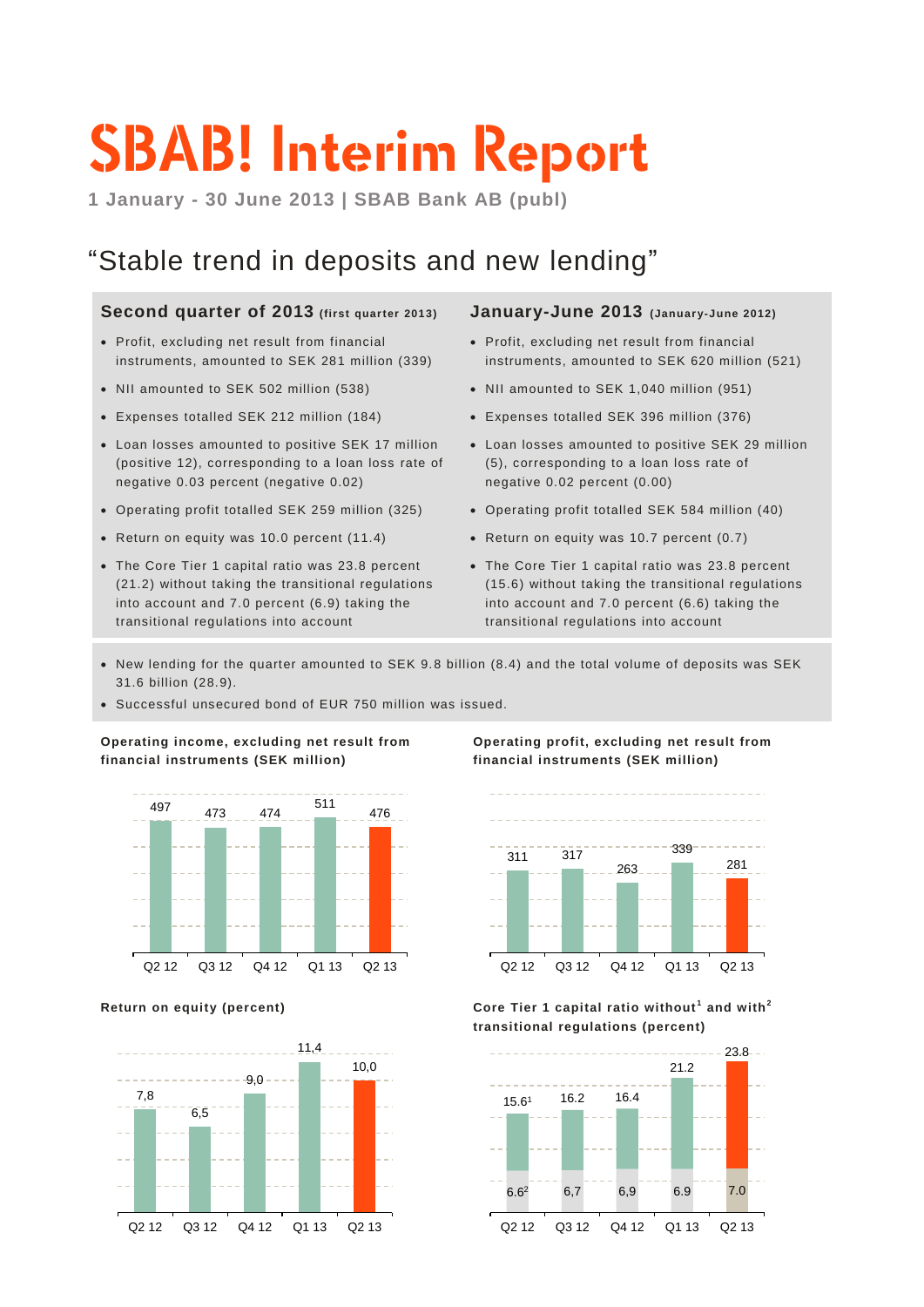# SBAB! Interim Report

**1 January - 30 June 2013 | SBAB Bank AB (publ)**

## "Stable trend in deposits and new lending"

### Second quarter of 2013 (first quarter 2013)

- Profit, excluding net result from financial instruments, amounted to SEK 281 million (339)
- NII amounted to SEK 502 million (538)
- Expenses totalled SEK 212 million (184)
- Loan losses amounted to positive SEK 17 million (positive 12), corresponding to a loan loss rate of negative 0.03 percent (negative 0.02)
- Operating profit totalled SEK 259 million (325)
- Return on equity was 10.0 percent (11.4)
- The Core Tier 1 capital ratio was 23.8 percent (21.2) without taking the transitional regulations into account and 7.0 percent (6.9) taking the transitional regulations into account

### January-June 2013 (January-June 2012)

- Profit, excluding net result from financial instruments, amounted to SEK 620 million (521)
- NII amounted to SEK 1,040 million (951)
- Expenses totalled SEK 396 million (376)
- Loan losses amounted to positive SEK 29 million (5), corresponding to a loan loss rate of negative 0.02 percent (0.00)
- Operating profit totalled SEK 584 million (40)
- Return on equity was 10.7 percent (0.7)
- The Core Tier 1 capital ratio was 23.8 percent (15.6) without taking the transitional regulations into account and 7.0 percent (6.6) taking the transitional regulations into account

---

- New lending for the quarter amounted to SEK 9.8 billion (8.4) and the total volume of deposits was SEK 31.6 billion (28.9).
- Successful unsecured bond of EUR 750 million was issued.

**Operating income, excluding net result from financial instruments (SEK million)**

| Q2 12 | Q3 12 | Q4 12 | Q1 13 | Q2 13 |
|---|---|---|---|---|
| 497 | 473 | 474 | 511 | 476 |

**Operating profit, excluding net result from financial instruments (SEK million)**

| Q2 12 | Q3 12 | Q4 12 | Q1 13 | Q2 13 |
|---|---|---|---|---|
| 311 | 317 | 263 | 339 | 281 |

**Return on equity (percent)**

| Q2 12 | Q3 12 | Q4 12 | Q1 13 | Q2 13 |
|---|---|---|---|---|
| 7,8 | 6,5 | 9,0 | 11,4 | 10,0 |

**Core Tier 1 capital ratio without[1] and with[2] transitional regulations (percent)**

| | Q2 12 | Q3 12 | Q4 12 | Q1 13 | Q2 13 |
|---|---|---|---|---|---|
| Without[1] | 15.6[1] | 16.2 | 16.4 | 21.2 | 23.8 |
| With[2] | 6.6[2] | 6,7 | 6,9 | 6.9 | 7.0 |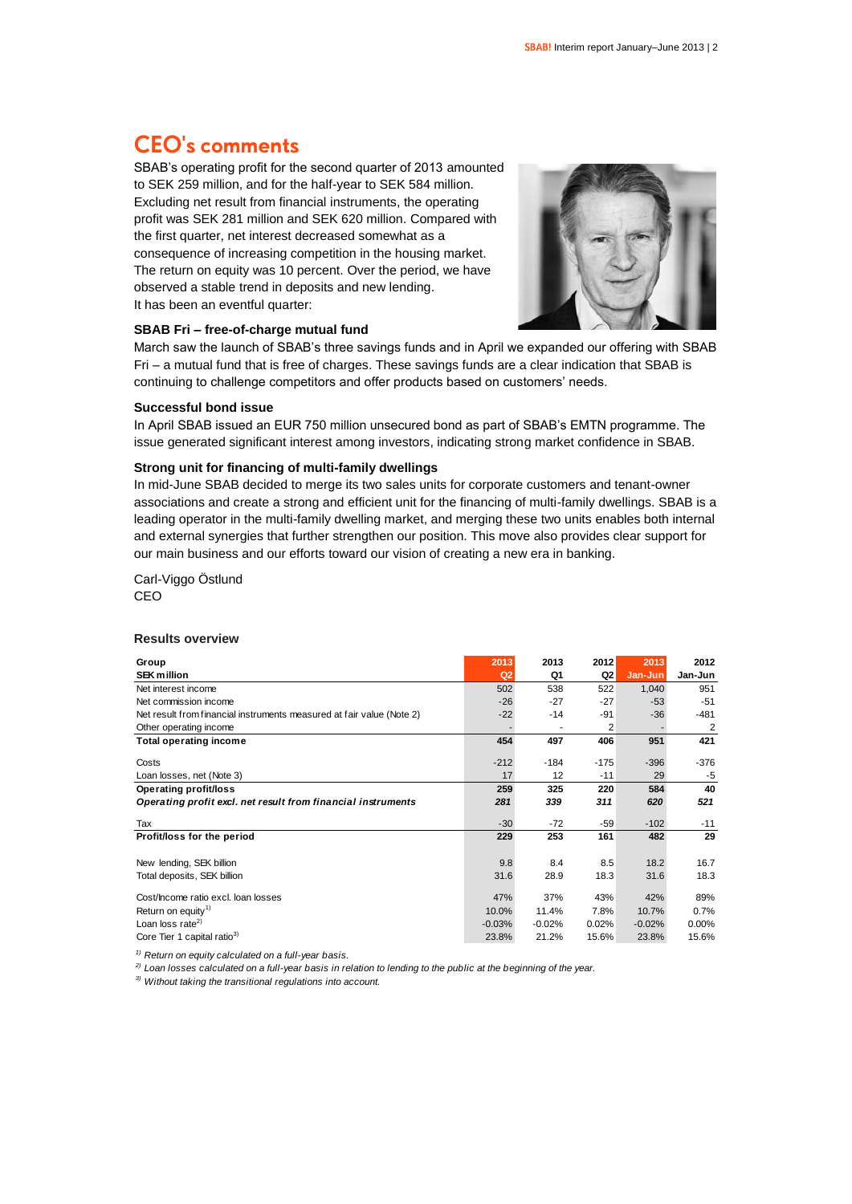# CEO's comments

SBAB's operating profit for the second quarter of 2013 amounted to SEK 259 million, and for the half-year to SEK 584 million. Excluding net result from financial instruments, the operating profit was SEK 281 million and SEK 620 million. Compared with the first quarter, net interest decreased somewhat as a consequence of increasing competition in the housing market. The return on equity was 10 percent. Over the period, we have observed a stable trend in deposits and new lending. It has been an eventful quarter:

### SBAB Fri – free-of-charge mutual fund

March saw the launch of SBAB's three savings funds and in April we expanded our offering with SBAB Fri – a mutual fund that is free of charges. These savings funds are a clear indication that SBAB is continuing to challenge competitors and offer products based on customers' needs.

### Successful bond issue

In April SBAB issued an EUR 750 million unsecured bond as part of SBAB's EMTN programme. The issue generated significant interest among investors, indicating strong market confidence in SBAB.

### Strong unit for financing of multi-family dwellings

In mid-June SBAB decided to merge its two sales units for corporate customers and tenant-owner associations and create a strong and efficient unit for the financing of multi-family dwellings. SBAB is a leading operator in the multi-family dwelling market, and merging these two units enables both internal and external synergies that further strengthen our position. This move also provides clear support for our main business and our efforts toward our vision of creating a new era in banking.

Carl-Viggo Östlund
CEO

### Results overview

| Group<br>SEK million | 2013<br>Q2 | 2013<br>Q1 | 2012<br>Q2 | 2013<br>Jan-Jun | 2012<br>Jan-Jun |
|---|---|---|---|---|---|
| Net interest income | 502 | 538 | 522 | 1,040 | 951 |
| Net commission income | -26 | -27 | -27 | -53 | -51 |
| Net result from financial instruments measured at fair value (Note 2) | -22 | -14 | -91 | -36 | -481 |
| Other operating income | - | - | 2 | - | 2 |
| **Total operating income** | **454** | **497** | **406** | **951** | **421** |
| Costs | -212 | -184 | -175 | -396 | -376 |
| Loan losses, net (Note 3) | 17 | 12 | -11 | 29 | -5 |
| **Operating profit/loss** | **259** | **325** | **220** | **584** | **40** |
| ***Operating profit excl. net result from financial instruments*** | ***281*** | ***339*** | ***311*** | ***620*** | ***521*** |
| Tax | -30 | -72 | -59 | -102 | -11 |
| **Profit/loss for the period** | **229** | **253** | **161** | **482** | **29** |
| New lending, SEK billion | 9.8 | 8.4 | 8.5 | 18.2 | 16.7 |
| Total deposits, SEK billion | 31.6 | 28.9 | 18.3 | 31.6 | 18.3 |
| Cost/Income ratio excl. loan losses | 47% | 37% | 43% | 42% | 89% |
| Return on equity[1] | 10.0% | 11.4% | 7.8% | 10.7% | 0.7% |
| Loan loss rate[2] | -0.03% | -0.02% | 0.02% | -0.02% | 0.00% |
| Core Tier 1 capital ratio[3] | 23.8% | 21.2% | 15.6% | 23.8% | 15.6% |

*[1] Return on equity calculated on a full-year basis.*
*[2] Loan losses calculated on a full-year basis in relation to lending to the public at the beginning of the year.*
*[3] Without taking the transitional regulations into account.*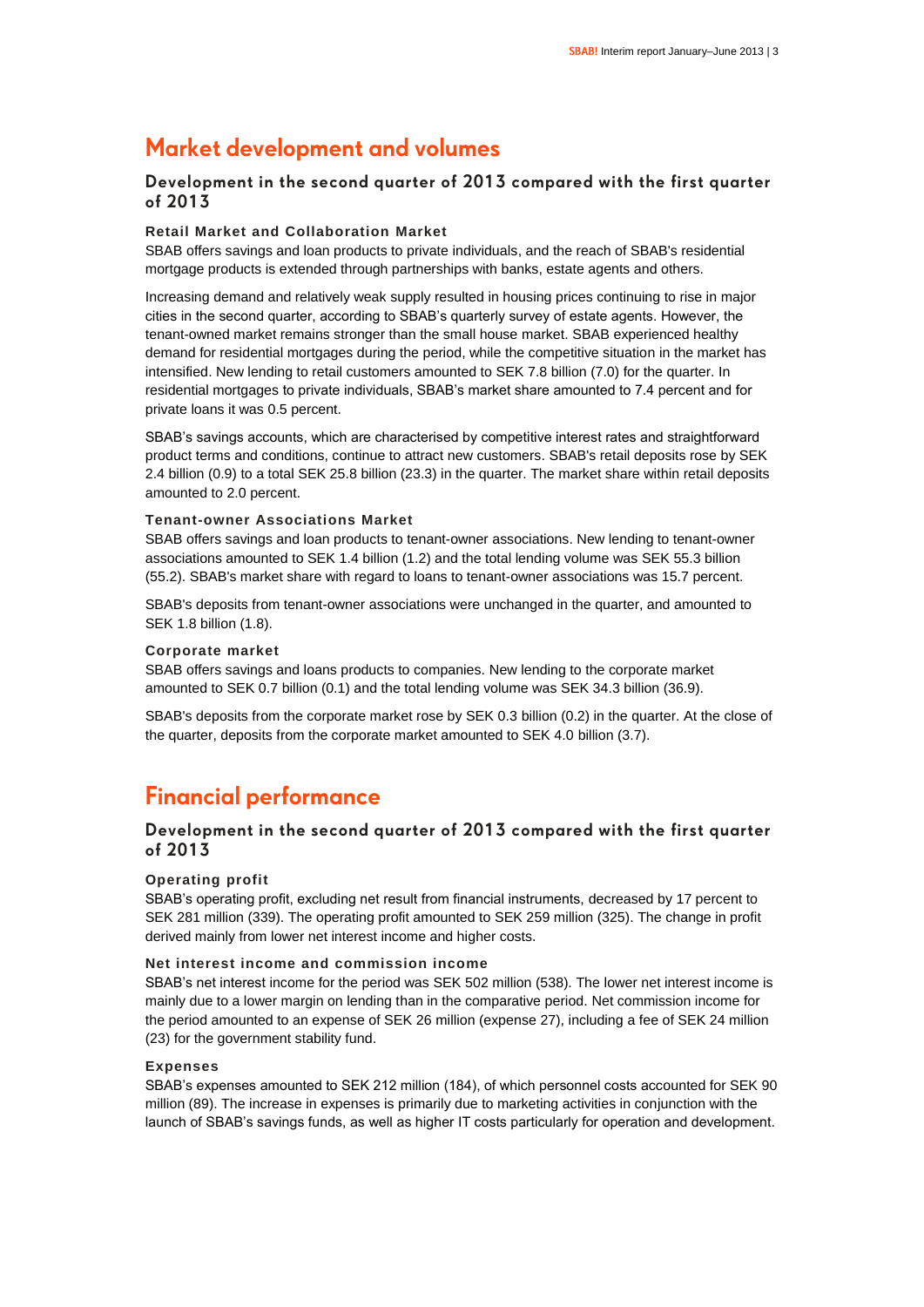# Market development and volumes

## Development in the second quarter of 2013 compared with the first quarter of 2013

### Retail Market and Collaboration Market

SBAB offers savings and loan products to private individuals, and the reach of SBAB's residential mortgage products is extended through partnerships with banks, estate agents and others.

Increasing demand and relatively weak supply resulted in housing prices continuing to rise in major cities in the second quarter, according to SBAB's quarterly survey of estate agents. However, the tenant-owned market remains stronger than the small house market. SBAB experienced healthy demand for residential mortgages during the period, while the competitive situation in the market has intensified. New lending to retail customers amounted to SEK 7.8 billion (7.0) for the quarter. In residential mortgages to private individuals, SBAB's market share amounted to 7.4 percent and for private loans it was 0.5 percent.

SBAB's savings accounts, which are characterised by competitive interest rates and straightforward product terms and conditions, continue to attract new customers. SBAB's retail deposits rose by SEK 2.4 billion (0.9) to a total SEK 25.8 billion (23.3) in the quarter. The market share within retail deposits amounted to 2.0 percent.

### Tenant-owner Associations Market

SBAB offers savings and loan products to tenant-owner associations. New lending to tenant-owner associations amounted to SEK 1.4 billion (1.2) and the total lending volume was SEK 55.3 billion (55.2). SBAB's market share with regard to loans to tenant-owner associations was 15.7 percent.

SBAB's deposits from tenant-owner associations were unchanged in the quarter, and amounted to SEK 1.8 billion (1.8).

### Corporate market

SBAB offers savings and loans products to companies. New lending to the corporate market amounted to SEK 0.7 billion (0.1) and the total lending volume was SEK 34.3 billion (36.9).

SBAB's deposits from the corporate market rose by SEK 0.3 billion (0.2) in the quarter. At the close of the quarter, deposits from the corporate market amounted to SEK 4.0 billion (3.7).

# Financial performance

## Development in the second quarter of 2013 compared with the first quarter of 2013

### Operating profit

SBAB's operating profit, excluding net result from financial instruments, decreased by 17 percent to SEK 281 million (339). The operating profit amounted to SEK 259 million (325). The change in profit derived mainly from lower net interest income and higher costs.

### Net interest income and commission income

SBAB's net interest income for the period was SEK 502 million (538). The lower net interest income is mainly due to a lower margin on lending than in the comparative period. Net commission income for the period amounted to an expense of SEK 26 million (expense 27), including a fee of SEK 24 million (23) for the government stability fund.

### Expenses

SBAB's expenses amounted to SEK 212 million (184), of which personnel costs accounted for SEK 90 million (89). The increase in expenses is primarily due to marketing activities in conjunction with the launch of SBAB's savings funds, as well as higher IT costs particularly for operation and development.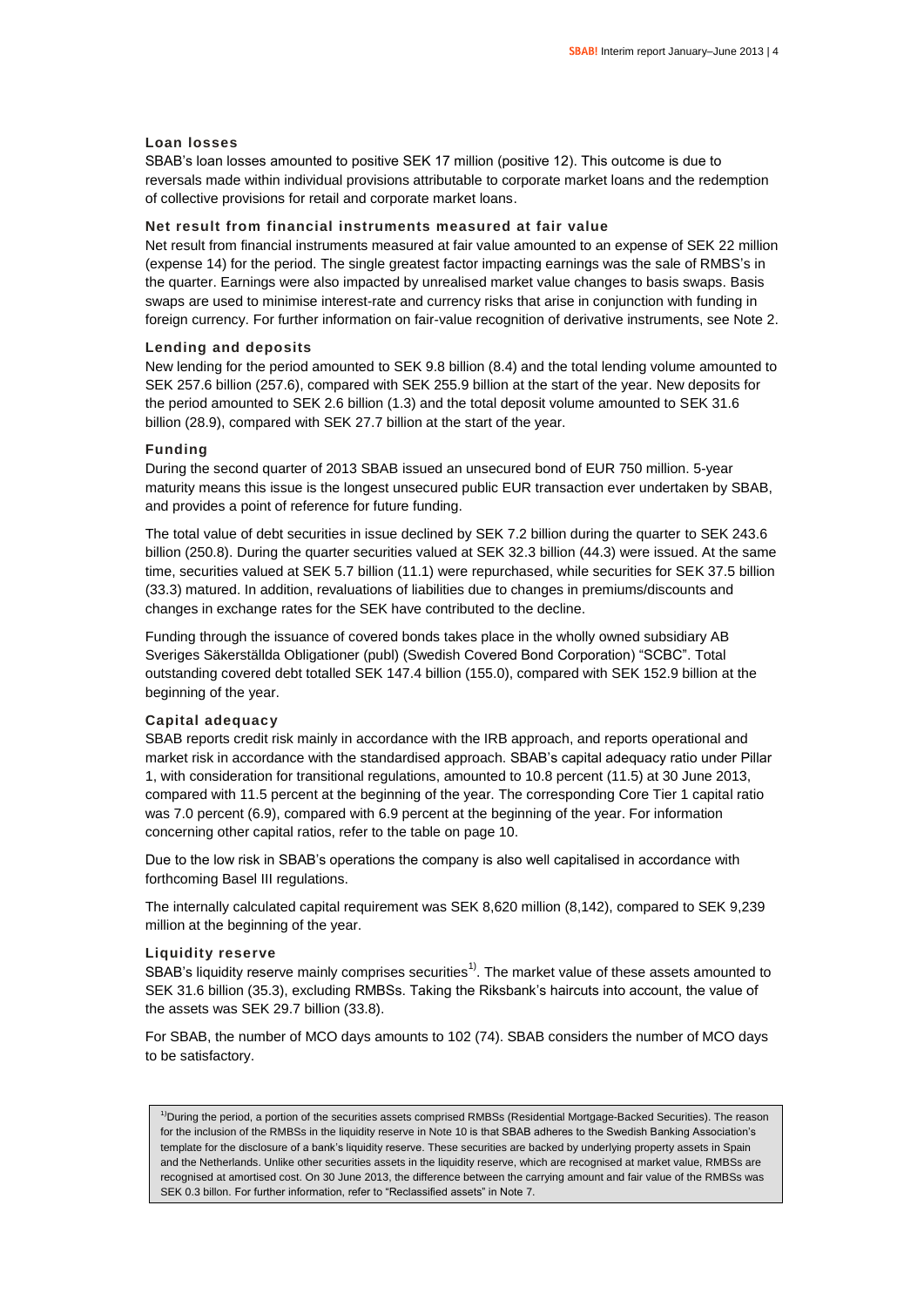### Loan losses

SBAB's loan losses amounted to positive SEK 17 million (positive 12). This outcome is due to reversals made within individual provisions attributable to corporate market loans and the redemption of collective provisions for retail and corporate market loans.

### Net result from financial instruments measured at fair value

Net result from financial instruments measured at fair value amounted to an expense of SEK 22 million (expense 14) for the period. The single greatest factor impacting earnings was the sale of RMBS's in the quarter. Earnings were also impacted by unrealised market value changes to basis swaps. Basis swaps are used to minimise interest-rate and currency risks that arise in conjunction with funding in foreign currency. For further information on fair-value recognition of derivative instruments, see Note 2.

### Lending and deposits

New lending for the period amounted to SEK 9.8 billion (8.4) and the total lending volume amounted to SEK 257.6 billion (257.6), compared with SEK 255.9 billion at the start of the year. New deposits for the period amounted to SEK 2.6 billion (1.3) and the total deposit volume amounted to SEK 31.6 billion (28.9), compared with SEK 27.7 billion at the start of the year.

### Funding

During the second quarter of 2013 SBAB issued an unsecured bond of EUR 750 million. 5-year maturity means this issue is the longest unsecured public EUR transaction ever undertaken by SBAB, and provides a point of reference for future funding.

The total value of debt securities in issue declined by SEK 7.2 billion during the quarter to SEK 243.6 billion (250.8). During the quarter securities valued at SEK 32.3 billion (44.3) were issued. At the same time, securities valued at SEK 5.7 billion (11.1) were repurchased, while securities for SEK 37.5 billion (33.3) matured. In addition, revaluations of liabilities due to changes in premiums/discounts and changes in exchange rates for the SEK have contributed to the decline.

Funding through the issuance of covered bonds takes place in the wholly owned subsidiary AB Sveriges Säkerställda Obligationer (publ) (Swedish Covered Bond Corporation) "SCBC". Total outstanding covered debt totalled SEK 147.4 billion (155.0), compared with SEK 152.9 billion at the beginning of the year.

### Capital adequacy

SBAB reports credit risk mainly in accordance with the IRB approach, and reports operational and market risk in accordance with the standardised approach. SBAB's capital adequacy ratio under Pillar 1, with consideration for transitional regulations, amounted to 10.8 percent (11.5) at 30 June 2013, compared with 11.5 percent at the beginning of the year. The corresponding Core Tier 1 capital ratio was 7.0 percent (6.9), compared with 6.9 percent at the beginning of the year. For information concerning other capital ratios, refer to the table on page 10.

Due to the low risk in SBAB's operations the company is also well capitalised in accordance with forthcoming Basel III regulations.

The internally calculated capital requirement was SEK 8,620 million (8,142), compared to SEK 9,239 million at the beginning of the year.

### Liquidity reserve

SBAB's liquidity reserve mainly comprises securities[1)]. The market value of these assets amounted to SEK 31.6 billion (35.3), excluding RMBSs. Taking the Riksbank's haircuts into account, the value of the assets was SEK 29.7 billion (33.8).

For SBAB, the number of MCO days amounts to 102 (74). SBAB considers the number of MCO days to be satisfactory.

[1)]During the period, a portion of the securities assets comprised RMBSs (Residential Mortgage-Backed Securities). The reason for the inclusion of the RMBSs in the liquidity reserve in Note 10 is that SBAB adheres to the Swedish Banking Association's template for the disclosure of a bank's liquidity reserve. These securities are backed by underlying property assets in Spain and the Netherlands. Unlike other securities assets in the liquidity reserve, which are recognised at market value, RMBSs are recognised at amortised cost. On 30 June 2013, the difference between the carrying amount and fair value of the RMBSs was SEK 0.3 billon. For further information, refer to "Reclassified assets" in Note 7.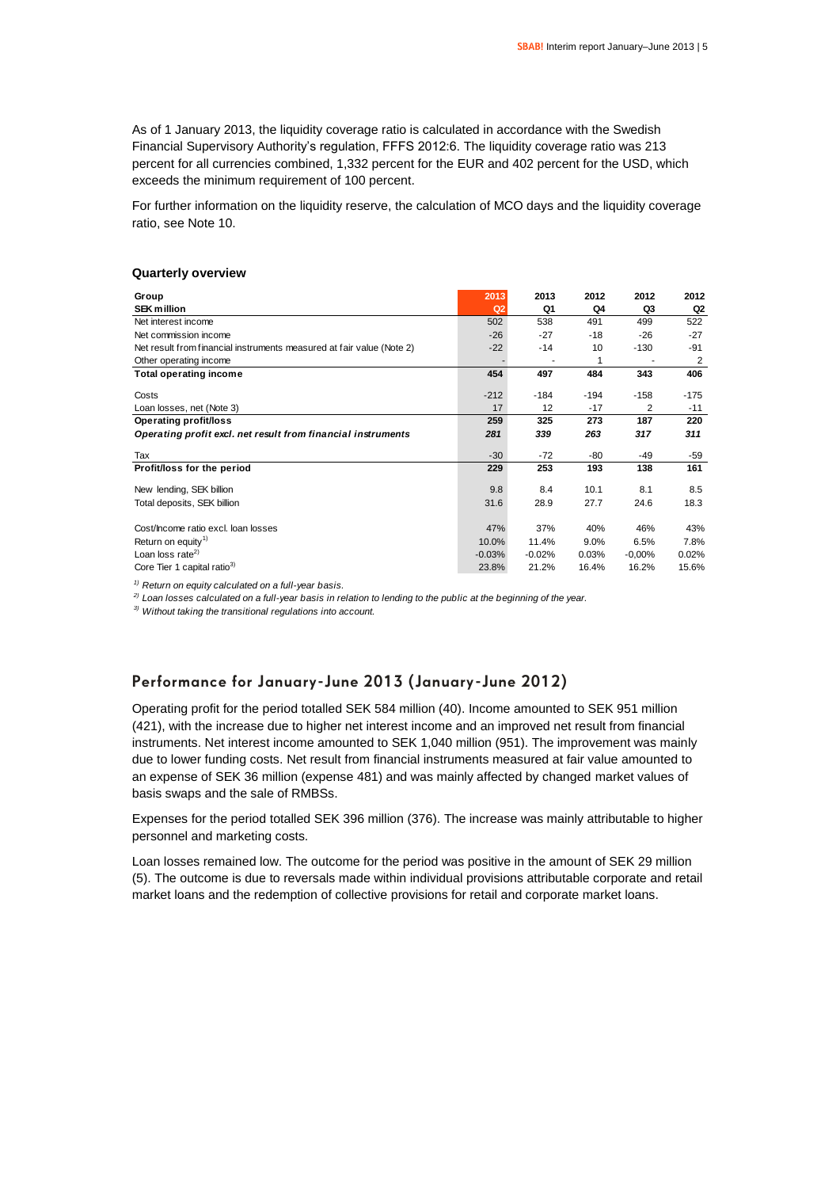As of 1 January 2013, the liquidity coverage ratio is calculated in accordance with the Swedish Financial Supervisory Authority's regulation, FFFS 2012:6. The liquidity coverage ratio was 213 percent for all currencies combined, 1,332 percent for the EUR and 402 percent for the USD, which exceeds the minimum requirement of 100 percent.

For further information on the liquidity reserve, the calculation of MCO days and the liquidity coverage ratio, see Note 10.

**Quarterly overview**

| Group<br>SEK million | 2013<br>Q2 | 2013<br>Q1 | 2012<br>Q4 | 2012<br>Q3 | 2012<br>Q2 |
|---|---|---|---|---|---|
| Net interest income | 502 | 538 | 491 | 499 | 522 |
| Net commission income | -26 | -27 | -18 | -26 | -27 |
| Net result from financial instruments measured at fair value (Note 2) | -22 | -14 | 10 | -130 | -91 |
| Other operating income | - | - | 1 | - | 2 |
| **Total operating income** | **454** | **497** | **484** | **343** | **406** |
| Costs | -212 | -184 | -194 | -158 | -175 |
| Loan losses, net (Note 3) | 17 | 12 | -17 | 2 | -11 |
| **Operating profit/loss** | **259** | **325** | **273** | **187** | **220** |
| ***Operating profit excl. net result from financial instruments*** | ***281*** | ***339*** | ***263*** | ***317*** | ***311*** |
| Tax | -30 | -72 | -80 | -49 | -59 |
| **Profit/loss for the period** | **229** | **253** | **193** | **138** | **161** |
| New lending, SEK billion | 9.8 | 8.4 | 10.1 | 8.1 | 8.5 |
| Total deposits, SEK billion | 31.6 | 28.9 | 27.7 | 24.6 | 18.3 |
| Cost/Income ratio excl. loan losses | 47% | 37% | 40% | 46% | 43% |
| Return on equity[1] | 10.0% | 11.4% | 9.0% | 6.5% | 7.8% |
| Loan loss rate[2] | -0.03% | -0.02% | 0.03% | -0,00% | 0.02% |
| Core Tier 1 capital ratio[3] | 23.8% | 21.2% | 16.4% | 16.2% | 15.6% |

*1) Return on equity calculated on a full-year basis.*

*2) Loan losses calculated on a full-year basis in relation to lending to the public at the beginning of the year.*

*3) Without taking the transitional regulations into account.*

## Performance for January-June 2013 (January-June 2012)

Operating profit for the period totalled SEK 584 million (40). Income amounted to SEK 951 million (421), with the increase due to higher net interest income and an improved net result from financial instruments. Net interest income amounted to SEK 1,040 million (951). The improvement was mainly due to lower funding costs. Net result from financial instruments measured at fair value amounted to an expense of SEK 36 million (expense 481) and was mainly affected by changed market values of basis swaps and the sale of RMBSs.

Expenses for the period totalled SEK 396 million (376). The increase was mainly attributable to higher personnel and marketing costs.

Loan losses remained low. The outcome for the period was positive in the amount of SEK 29 million (5). The outcome is due to reversals made within individual provisions attributable corporate and retail market loans and the redemption of collective provisions for retail and corporate market loans.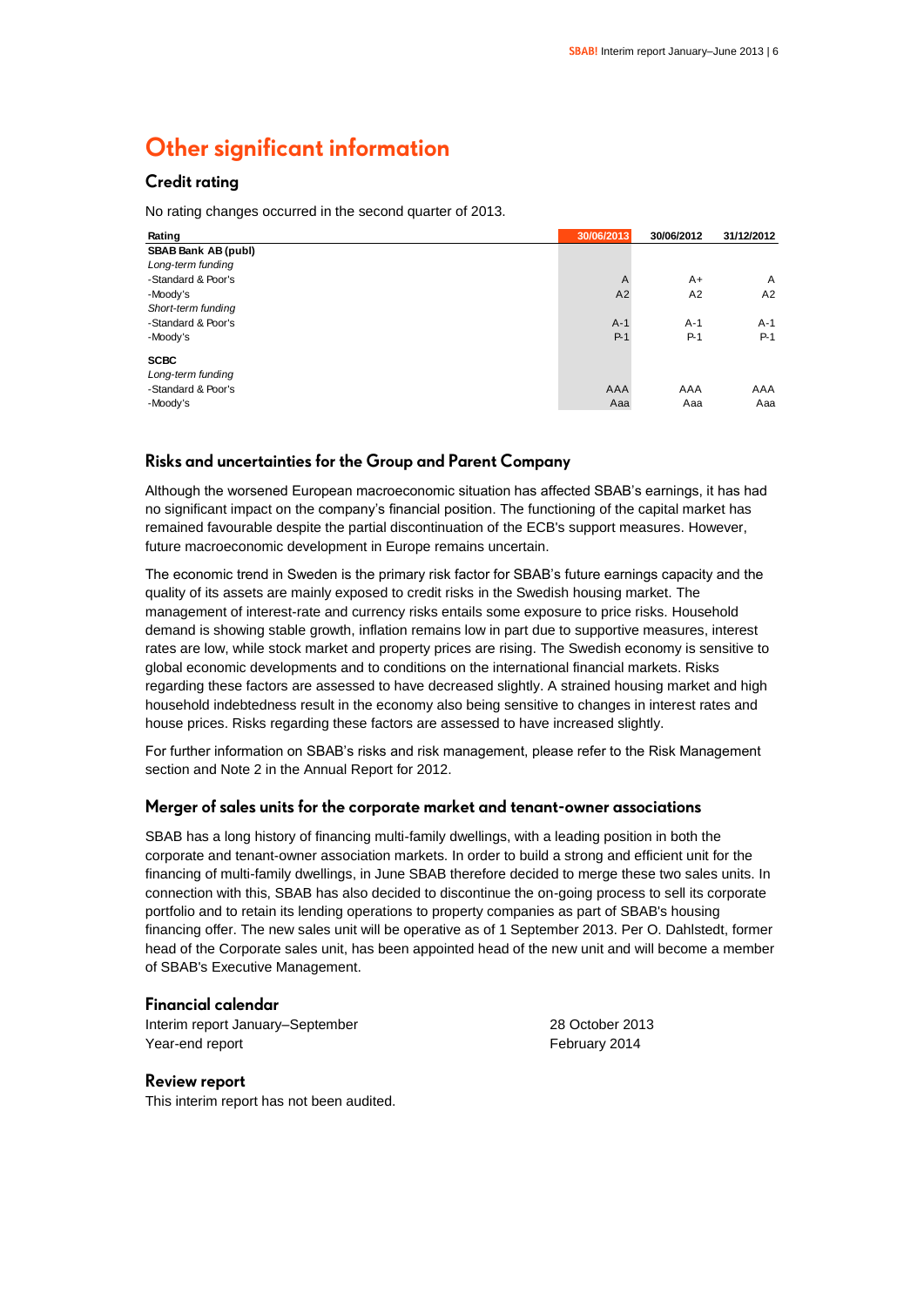# Other significant information

## Credit rating

No rating changes occurred in the second quarter of 2013.

| Rating | 30/06/2013 | 30/06/2012 | 31/12/2012 |
|---|---|---|---|
| **SBAB Bank AB (publ)** | | | |
| *Long-term funding* | | | |
| -Standard & Poor's | A | A+ | A |
| -Moody's | A2 | A2 | A2 |
| *Short-term funding* | | | |
| -Standard & Poor's | A-1 | A-1 | A-1 |
| -Moody's | P-1 | P-1 | P-1 |
| **SCBC** | | | |
| *Long-term funding* | | | |
| -Standard & Poor's | AAA | AAA | AAA |
| -Moody's | Aaa | Aaa | Aaa |

## Risks and uncertainties for the Group and Parent Company

Although the worsened European macroeconomic situation has affected SBAB's earnings, it has had no significant impact on the company's financial position. The functioning of the capital market has remained favourable despite the partial discontinuation of the ECB's support measures. However, future macroeconomic development in Europe remains uncertain.

The economic trend in Sweden is the primary risk factor for SBAB's future earnings capacity and the quality of its assets are mainly exposed to credit risks in the Swedish housing market. The management of interest-rate and currency risks entails some exposure to price risks. Household demand is showing stable growth, inflation remains low in part due to supportive measures, interest rates are low, while stock market and property prices are rising. The Swedish economy is sensitive to global economic developments and to conditions on the international financial markets. Risks regarding these factors are assessed to have decreased slightly. A strained housing market and high household indebtedness result in the economy also being sensitive to changes in interest rates and house prices. Risks regarding these factors are assessed to have increased slightly.

For further information on SBAB's risks and risk management, please refer to the Risk Management section and Note 2 in the Annual Report for 2012.

## Merger of sales units for the corporate market and tenant-owner associations

SBAB has a long history of financing multi-family dwellings, with a leading position in both the corporate and tenant-owner association markets. In order to build a strong and efficient unit for the financing of multi-family dwellings, in June SBAB therefore decided to merge these two sales units. In connection with this, SBAB has also decided to discontinue the on-going process to sell its corporate portfolio and to retain its lending operations to property companies as part of SBAB's housing financing offer. The new sales unit will be operative as of 1 September 2013. Per O. Dahlstedt, former head of the Corporate sales unit, has been appointed head of the new unit and will become a member of SBAB's Executive Management.

## Financial calendar

| | |
|---|---|
| Interim report January–September | 28 October 2013 |
| Year-end report | February 2014 |

## Review report

This interim report has not been audited.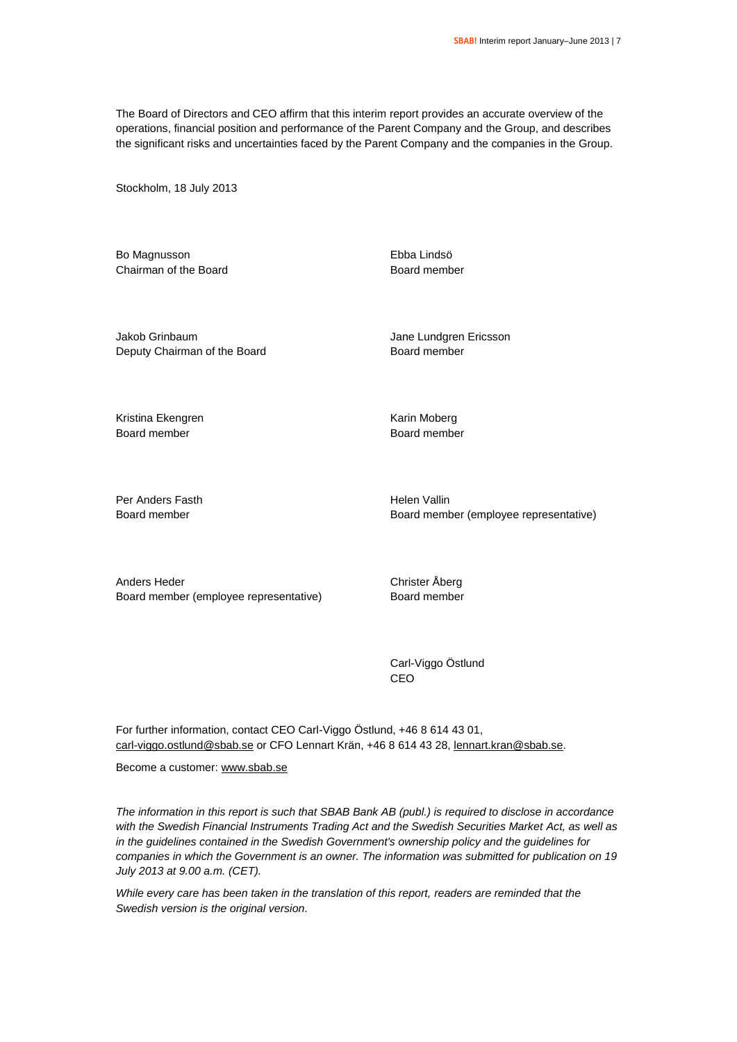The Board of Directors and CEO affirm that this interim report provides an accurate overview of the operations, financial position and performance of the Parent Company and the Group, and describes the significant risks and uncertainties faced by the Parent Company and the companies in the Group.

Stockholm, 18 July 2013

Bo Magnusson
Chairman of the Board

Ebba Lindsö
Board member

Jakob Grinbaum
Deputy Chairman of the Board

Jane Lundgren Ericsson
Board member

Kristina Ekengren
Board member

Karin Moberg
Board member

Per Anders Fasth
Board member

Helen Vallin
Board member (employee representative)

Anders Heder
Board member (employee representative)

Christer Åberg
Board member

Carl-Viggo Östlund
CEO

For further information, contact CEO Carl-Viggo Östlund, +46 8 614 43 01, carl-viggo.ostlund@sbab.se or CFO Lennart Krän, +46 8 614 43 28, lennart.kran@sbab.se.

Become a customer: www.sbab.se

*The information in this report is such that SBAB Bank AB (publ.) is required to disclose in accordance with the Swedish Financial Instruments Trading Act and the Swedish Securities Market Act, as well as in the guidelines contained in the Swedish Government's ownership policy and the guidelines for companies in which the Government is an owner. The information was submitted for publication on 19 July 2013 at 9.00 a.m. (CET).*

*While every care has been taken in the translation of this report, readers are reminded that the Swedish version is the original version.*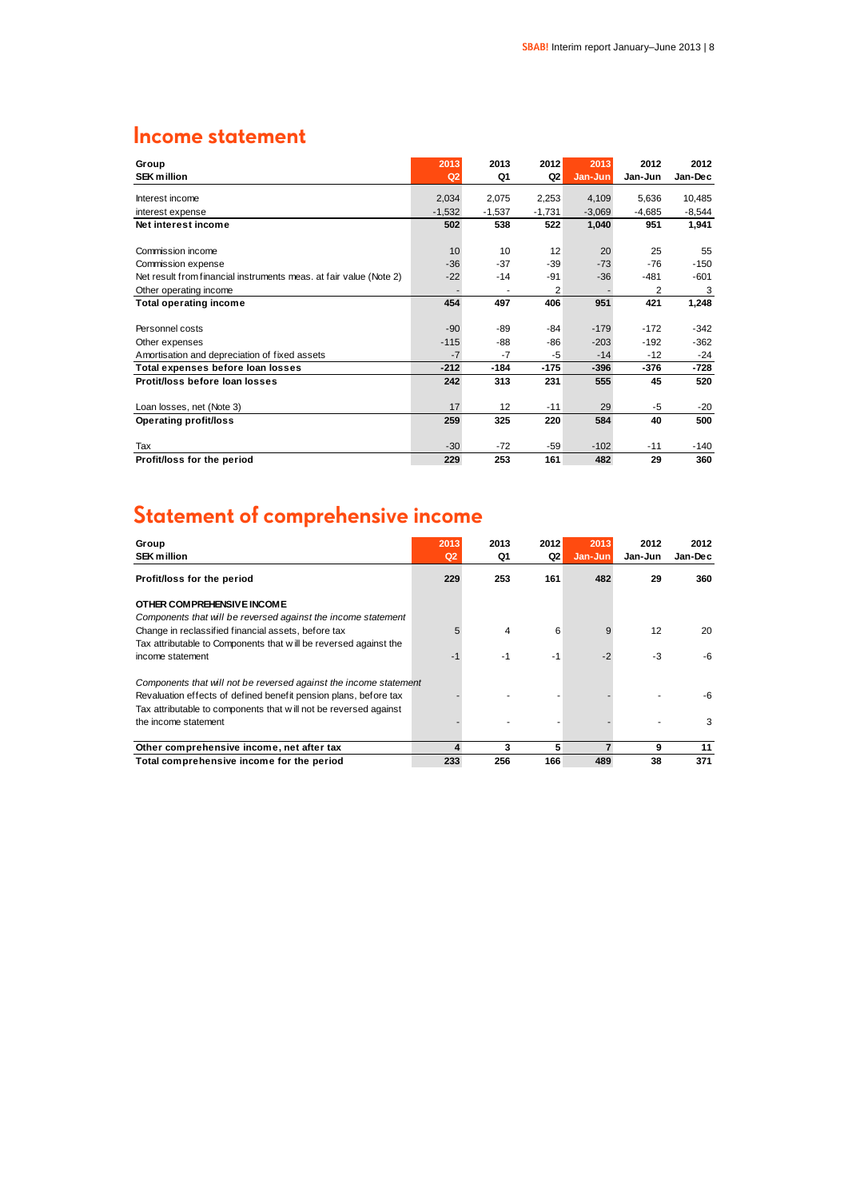# Income statement

| Group<br>SEK million | 2013<br>Q2 | 2013<br>Q1 | 2012<br>Q2 | 2013<br>Jan-Jun | 2012<br>Jan-Jun | 2012<br>Jan-Dec |
|---|---|---|---|---|---|---|
| Interest income | 2,034 | 2,075 | 2,253 | 4,109 | 5,636 | 10,485 |
| interest expense | -1,532 | -1,537 | -1,731 | -3,069 | -4,685 | -8,544 |
| **Net interest income** | **502** | **538** | **522** | **1,040** | **951** | **1,941** |
| Commission income | 10 | 10 | 12 | 20 | 25 | 55 |
| Commission expense | -36 | -37 | -39 | -73 | -76 | -150 |
| Net result from financial instruments meas. at fair value (Note 2) | -22 | -14 | -91 | -36 | -481 | -601 |
| Other operating income | - | - | 2 | - | 2 | 3 |
| **Total operating income** | **454** | **497** | **406** | **951** | **421** | **1,248** |
| Personnel costs | -90 | -89 | -84 | -179 | -172 | -342 |
| Other expenses | -115 | -88 | -86 | -203 | -192 | -362 |
| Amortisation and depreciation of fixed assets | -7 | -7 | -5 | -14 | -12 | -24 |
| **Total expenses before loan losses** | **-212** | **-184** | **-175** | **-396** | **-376** | **-728** |
| **Protit/loss before loan losses** | **242** | **313** | **231** | **555** | **45** | **520** |
| Loan losses, net (Note 3) | 17 | 12 | -11 | 29 | -5 | -20 |
| **Operating profit/loss** | **259** | **325** | **220** | **584** | **40** | **500** |
| Tax | -30 | -72 | -59 | -102 | -11 | -140 |
| **Profit/loss for the period** | **229** | **253** | **161** | **482** | **29** | **360** |

# Statement of comprehensive income

| Group<br>SEK million | 2013<br>Q2 | 2013<br>Q1 | 2012<br>Q2 | 2013<br>Jan-Jun | 2012<br>Jan-Jun | 2012<br>Jan-Dec |
|---|---|---|---|---|---|---|
| **Profit/loss for the period** | **229** | **253** | **161** | **482** | **29** | **360** |
| **OTHER COMPREHENSIVE INCOME** | | | | | | |
| *Components that will be reversed against the income statement* | | | | | | |
| Change in reclassified financial assets, before tax | 5 | 4 | 6 | 9 | 12 | 20 |
| Tax attributable to Components that will be reversed against the income statement | -1 | -1 | -1 | -2 | -3 | -6 |
| *Components that will not be reversed against the income statement* | | | | | | |
| Revaluation effects of defined benefit pension plans, before tax | - | - | - | - | - | -6 |
| Tax attributable to components that will not be reversed against the income statement | - | - | - | - | - | 3 |
| **Other comprehensive income, net after tax** | **4** | **3** | **5** | **7** | **9** | **11** |
| **Total comprehensive income for the period** | **233** | **256** | **166** | **489** | **38** | **371** |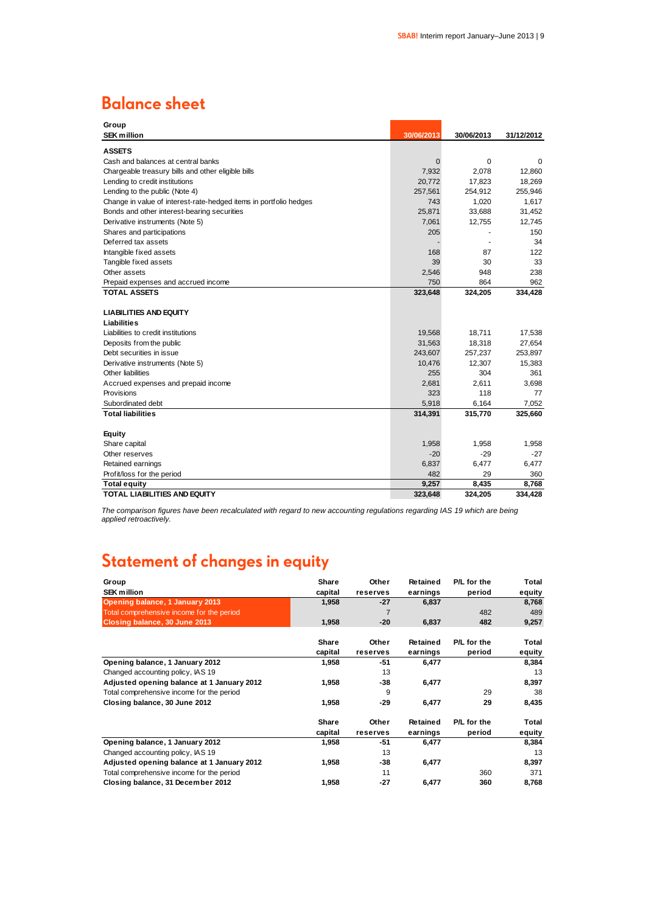# Balance sheet

| Group<br>SEK million | 30/06/2013 | 30/06/2013 | 31/12/2012 |
|---|---|---|---|
| **ASSETS** | | | |
| Cash and balances at central banks | 0 | 0 | 0 |
| Chargeable treasury bills and other eligible bills | 7,932 | 2,078 | 12,860 |
| Lending to credit institutions | 20,772 | 17,823 | 18,269 |
| Lending to the public (Note 4) | 257,561 | 254,912 | 255,946 |
| Change in value of interest-rate-hedged items in portfolio hedges | 743 | 1,020 | 1,617 |
| Bonds and other interest-bearing securities | 25,871 | 33,688 | 31,452 |
| Derivative instruments (Note 5) | 7,061 | 12,755 | 12,745 |
| Shares and participations | 205 | - | 150 |
| Deferred tax assets | - | - | 34 |
| Intangible fixed assets | 168 | 87 | 122 |
| Tangible fixed assets | 39 | 30 | 33 |
| Other assets | 2,546 | 948 | 238 |
| Prepaid expenses and accrued income | 750 | 864 | 962 |
| **TOTAL ASSETS** | **323,648** | **324,205** | **334,428** |
| | | | |
| **LIABILITIES AND EQUITY** | | | |
| **Liabilities** | | | |
| Liabilities to credit institutions | 19,568 | 18,711 | 17,538 |
| Deposits from the public | 31,563 | 18,318 | 27,654 |
| Debt securities in issue | 243,607 | 257,237 | 253,897 |
| Derivative instruments (Note 5) | 10,476 | 12,307 | 15,383 |
| Other liabilities | 255 | 304 | 361 |
| Accrued expenses and prepaid income | 2,681 | 2,611 | 3,698 |
| Provisions | 323 | 118 | 77 |
| Subordinated debt | 5,918 | 6,164 | 7,052 |
| **Total liabilities** | **314,391** | **315,770** | **325,660** |
| | | | |
| **Equity** | | | |
| Share capital | 1,958 | 1,958 | 1,958 |
| Other reserves | -20 | -29 | -27 |
| Retained earnings | 6,837 | 6,477 | 6,477 |
| Profit/loss for the period | 482 | 29 | 360 |
| **Total equity** | **9,257** | **8,435** | **8,768** |
| **TOTAL LIABILITIES AND EQUITY** | **323,648** | **324,205** | **334,428** |

*The comparison figures have been recalculated with regard to new accounting regulations regarding IAS 19 which are being applied retroactively.*

# Statement of changes in equity

| Group<br>SEK million | Share capital | Other reserves | Retained earnings | P/L for the period | Total equity |
|---|---|---|---|---|---|
| **Opening balance, 1 January 2013** | **1,958** | **-27** | **6,837** | | **8,768** |
| Total comprehensive income for the period | | 7 | | 482 | 489 |
| **Closing balance, 30 June 2013** | **1,958** | **-20** | **6,837** | **482** | **9,257** |

| | Share capital | Other reserves | Retained earnings | P/L for the period | Total equity |
|---|---|---|---|---|---|
| **Opening balance, 1 January 2012** | **1,958** | **-51** | **6,477** | | **8,384** |
| Changed accounting policy, IAS 19 | | 13 | | | 13 |
| **Adjusted opening balance at 1 January 2012** | **1,958** | **-38** | **6,477** | | **8,397** |
| Total comprehensive income for the period | | 9 | | 29 | 38 |
| **Closing balance, 30 June 2012** | **1,958** | **-29** | **6,477** | **29** | **8,435** |

| | Share capital | Other reserves | Retained earnings | P/L for the period | Total equity |
|---|---|---|---|---|---|
| **Opening balance, 1 January 2012** | **1,958** | **-51** | **6,477** | | **8,384** |
| Changed accounting policy, IAS 19 | | 13 | | | 13 |
| **Adjusted opening balance at 1 January 2012** | **1,958** | **-38** | **6,477** | | **8,397** |
| Total comprehensive income for the period | | 11 | | 360 | 371 |
| **Closing balance, 31 December 2012** | **1,958** | **-27** | **6,477** | **360** | **8,768** |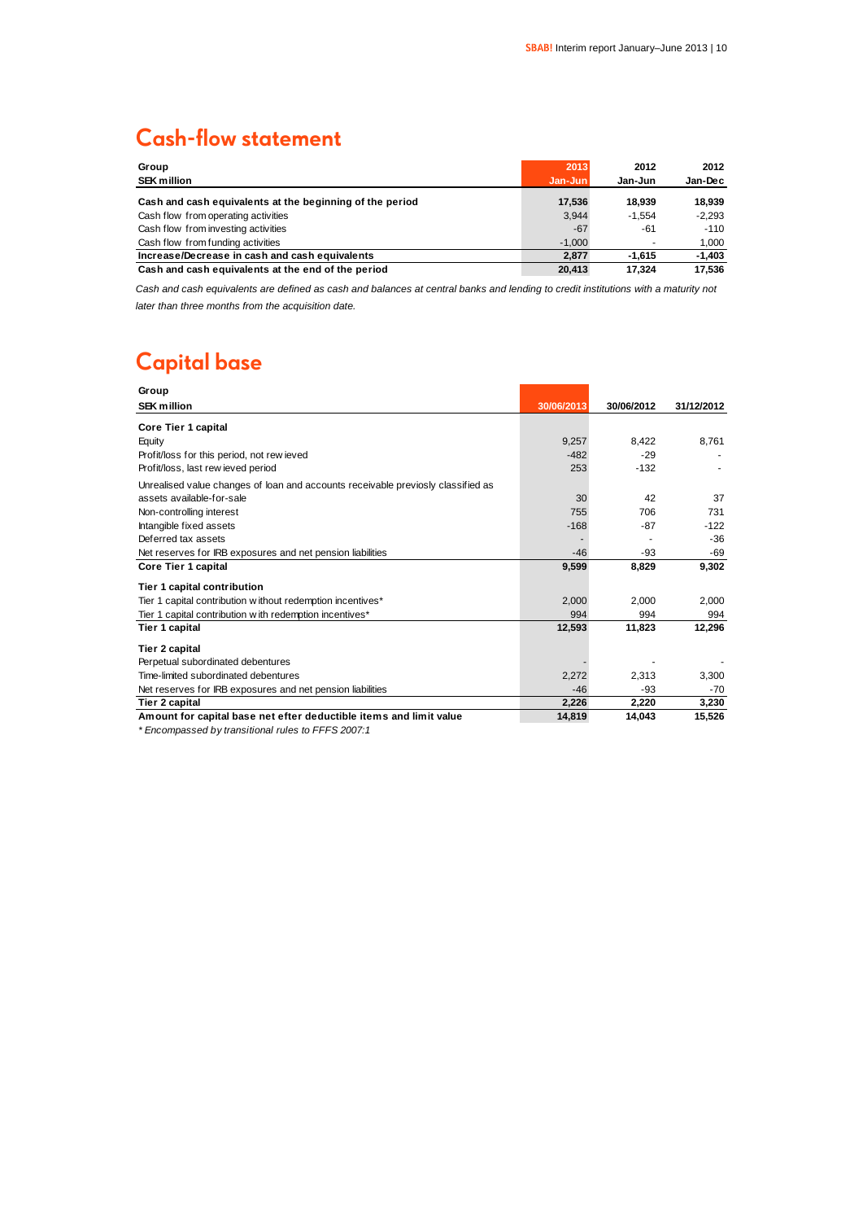# Cash-flow statement

| Group<br>SEK million | 2013<br>Jan-Jun | 2012<br>Jan-Jun | 2012<br>Jan-Dec |
|---|---|---|---|
| **Cash and cash equivalents at the beginning of the period** | **17,536** | **18,939** | **18,939** |
| Cash flow from operating activities | 3,944 | -1,554 | -2,293 |
| Cash flow from investing activities | -67 | -61 | -110 |
| Cash flow from funding activities | -1,000 | - | 1,000 |
| **Increase/Decrease in cash and cash equivalents** | **2,877** | **-1,615** | **-1,403** |
| **Cash and cash equivalents at the end of the period** | **20,413** | **17,324** | **17,536** |

*Cash and cash equivalents are defined as cash and balances at central banks and lending to credit institutions with a maturity not later than three months from the acquisition date.*

# Capital base

| Group<br>SEK million | 30/06/2013 | 30/06/2012 | 31/12/2012 |
|---|---|---|---|
| **Core Tier 1 capital** | | | |
| Equity | 9,257 | 8,422 | 8,761 |
| Profit/loss for this period, not reviewed | -482 | -29 | - |
| Profit/loss, last reviewed period | 253 | -132 | - |
| Unrealised value changes of loan and accounts receivable previosly classified as assets available-for-sale | 30 | 42 | 37 |
| Non-controlling interest | 755 | 706 | 731 |
| Intangible fixed assets | -168 | -87 | -122 |
| Deferred tax assets | - | - | -36 |
| Net reserves for IRB exposures and net pension liabilities | -46 | -93 | -69 |
| **Core Tier 1 capital** | **9,599** | **8,829** | **9,302** |
| **Tier 1 capital contribution** | | | |
| Tier 1 capital contribution without redemption incentives* | 2,000 | 2,000 | 2,000 |
| Tier 1 capital contribution with redemption incentives* | 994 | 994 | 994 |
| **Tier 1 capital** | **12,593** | **11,823** | **12,296** |
| **Tier 2 capital** | | | |
| Perpetual subordinated debentures | - | - | - |
| Time-limited subordinated debentures | 2,272 | 2,313 | 3,300 |
| Net reserves for IRB exposures and net pension liabilities | -46 | -93 | -70 |
| **Tier 2 capital** | **2,226** | **2,220** | **3,230** |
| **Amount for capital base net efter deductible items and limit value** | **14,819** | **14,043** | **15,526** |

*\* Encompassed by transitional rules to FFFS 2007:1*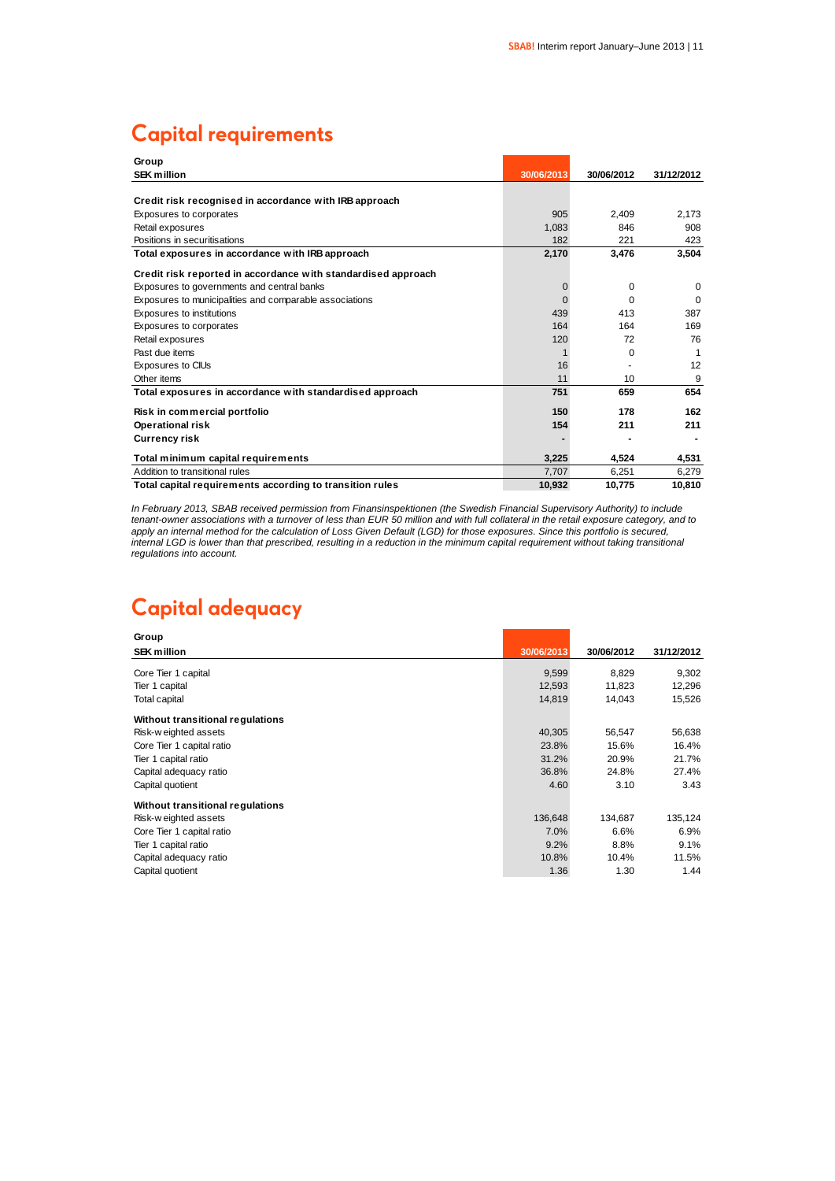# Capital requirements

| Group<br>SEK million | 30/06/2013 | 30/06/2012 | 31/12/2012 |
|---|---|---|---|
| **Credit risk recognised in accordance with IRB approach** | | | |
| Exposures to corporates | 905 | 2,409 | 2,173 |
| Retail exposures | 1,083 | 846 | 908 |
| Positions in securitisations | 182 | 221 | 423 |
| **Total exposures in accordance with IRB approach** | **2,170** | **3,476** | **3,504** |
| **Credit risk reported in accordance with standardised approach** | | | |
| Exposures to governments and central banks | 0 | 0 | 0 |
| Exposures to municipalities and comparable associations | 0 | 0 | 0 |
| Exposures to institutions | 439 | 413 | 387 |
| Exposures to corporates | 164 | 164 | 169 |
| Retail exposures | 120 | 72 | 76 |
| Past due items | 1 | 0 | 1 |
| Exposures to CIUs | 16 | - | 12 |
| Other items | 11 | 10 | 9 |
| **Total exposures in accordance with standardised approach** | **751** | **659** | **654** |
| **Risk in commercial portfolio** | **150** | **178** | **162** |
| **Operational risk** | **154** | **211** | **211** |
| **Currency risk** | **-** | **-** | **-** |
| **Total minimum capital requirements** | **3,225** | **4,524** | **4,531** |
| Addition to transitional rules | 7,707 | 6,251 | 6,279 |
| **Total capital requirements according to transition rules** | **10,932** | **10,775** | **10,810** |

*In February 2013, SBAB received permission from Finansinspektionen (the Swedish Financial Supervisory Authority) to include tenant-owner associations with a turnover of less than EUR 50 million and with full collateral in the retail exposure category, and to apply an internal method for the calculation of Loss Given Default (LGD) for those exposures. Since this portfolio is secured, internal LGD is lower than that prescribed, resulting in a reduction in the minimum capital requirement without taking transitional regulations into account.*

# Capital adequacy

| Group<br>SEK million | 30/06/2013 | 30/06/2012 | 31/12/2012 |
|---|---|---|---|
| Core Tier 1 capital | 9,599 | 8,829 | 9,302 |
| Tier 1 capital | 12,593 | 11,823 | 12,296 |
| Total capital | 14,819 | 14,043 | 15,526 |
| **Without transitional regulations** | | | |
| Risk-weighted assets | 40,305 | 56,547 | 56,638 |
| Core Tier 1 capital ratio | 23.8% | 15.6% | 16.4% |
| Tier 1 capital ratio | 31.2% | 20.9% | 21.7% |
| Capital adequacy ratio | 36.8% | 24.8% | 27.4% |
| Capital quotient | 4.60 | 3.10 | 3.43 |
| **Without transitional regulations** | | | |
| Risk-weighted assets | 136,648 | 134,687 | 135,124 |
| Core Tier 1 capital ratio | 7.0% | 6.6% | 6.9% |
| Tier 1 capital ratio | 9.2% | 8.8% | 9.1% |
| Capital adequacy ratio | 10.8% | 10.4% | 11.5% |
| Capital quotient | 1.36 | 1.30 | 1.44 |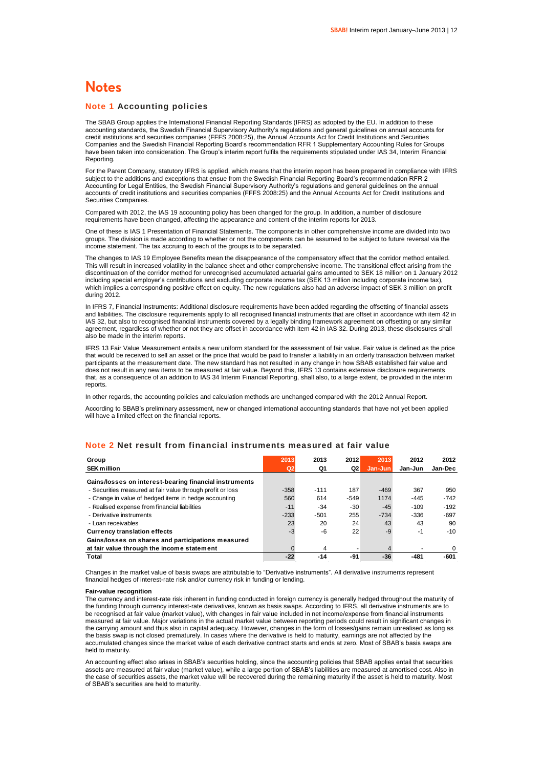# Notes

## Note 1 Accounting policies

The SBAB Group applies the International Financial Reporting Standards (IFRS) as adopted by the EU. In addition to these accounting standards, the Swedish Financial Supervisory Authority's regulations and general guidelines on annual accounts for credit institutions and securities companies (FFFS 2008:25), the Annual Accounts Act for Credit Institutions and Securities Companies and the Swedish Financial Reporting Board's recommendation RFR 1 Supplementary Accounting Rules for Groups have been taken into consideration. The Group's interim report fulfils the requirements stipulated under IAS 34, Interim Financial Reporting.

For the Parent Company, statutory IFRS is applied, which means that the interim report has been prepared in compliance with IFRS subject to the additions and exceptions that ensue from the Swedish Financial Reporting Board's recommendation RFR 2 Accounting for Legal Entities, the Swedish Financial Supervisory Authority's regulations and general guidelines on the annual accounts of credit institutions and securities companies (FFFS 2008:25) and the Annual Accounts Act for Credit Institutions and Securities Companies.

Compared with 2012, the IAS 19 accounting policy has been changed for the group. In addition, a number of disclosure requirements have been changed, affecting the appearance and content of the interim reports for 2013.

One of these is IAS 1 Presentation of Financial Statements. The components in other comprehensive income are divided into two groups. The division is made according to whether or not the components can be assumed to be subject to future reversal via the income statement. The tax accruing to each of the groups is to be separated.

The changes to IAS 19 Employee Benefits mean the disappearance of the compensatory effect that the corridor method entailed. This will result in increased volatility in the balance sheet and other comprehensive income. The transitional effect arising from the discontinuation of the corridor method for unrecognised accumulated actuarial gains amounted to SEK 18 million on 1 January 2012 including special employer's contributions and excluding corporate income tax (SEK 13 million including corporate income tax), which implies a corresponding positive effect on equity. The new regulations also had an adverse impact of SEK 3 million on profit during 2012.

In IFRS 7, Financial Instruments: Additional disclosure requirements have been added regarding the offsetting of financial assets and liabilities. The disclosure requirements apply to all recognised financial instruments that are offset in accordance with item 42 in IAS 32, but also to recognised financial instruments covered by a legally binding framework agreement on offsetting or any similar agreement, regardless of whether or not they are offset in accordance with item 42 in IAS 32. During 2013, these disclosures shall also be made in the interim reports.

IFRS 13 Fair Value Measurement entails a new uniform standard for the assessment of fair value. Fair value is defined as the price that would be received to sell an asset or the price that would be paid to transfer a liability in an orderly transaction between market participants at the measurement date. The new standard has not resulted in any change in how SBAB established fair value and does not result in any new items to be measured at fair value. Beyond this, IFRS 13 contains extensive disclosure requirements that, as a consequence of an addition to IAS 34 Interim Financial Reporting, shall also, to a large extent, be provided in the interim reports.

In other regards, the accounting policies and calculation methods are unchanged compared with the 2012 Annual Report.

According to SBAB's preliminary assessment, new or changed international accounting standards that have not yet been applied will have a limited effect on the financial reports.

## Note 2 Net result from financial instruments measured at fair value

| Group<br>SEK million | 2013<br>Q2 | 2013<br>Q1 | 2012<br>Q2 | 2013<br>Jan-Jun | 2012<br>Jan-Jun | 2012<br>Jan-Dec |
|---|---|---|---|---|---|---|
| **Gains/losses on interest-bearing financial instruments** | | | | | | |
| - Securities measured at fair value through profit or loss | -358 | -111 | 187 | -469 | 367 | 950 |
| - Change in value of hedged items in hedge accounting | 560 | 614 | -549 | 1174 | -445 | -742 |
| - Realised expense from financial liabilities | -11 | -34 | -30 | -45 | -109 | -192 |
| - Derivative instruments | -233 | -501 | 255 | -734 | -336 | -697 |
| - Loan receivables | 23 | 20 | 24 | 43 | 43 | 90 |
| **Currency translation effects** | -3 | -6 | 22 | -9 | -1 | -10 |
| **Gains/losses on shares and participations measured at fair value through the income statement** | 0 | 4 | - | 4 | - | 0 |
| **Total** | **-22** | **-14** | **-91** | **-36** | **-481** | **-601** |

Changes in the market value of basis swaps are attributable to "Derivative instruments". All derivative instruments represent financial hedges of interest-rate risk and/or currency risk in funding or lending.

**Fair-value recognition**

The currency and interest-rate risk inherent in funding conducted in foreign currency is generally hedged throughout the maturity of the funding through currency interest-rate derivatives, known as basis swaps. According to IFRS, all derivative instruments are to be recognised at fair value (market value), with changes in fair value included in net income/expense from financial instruments measured at fair value. Major variations in the actual market value between reporting periods could result in significant changes in the carrying amount and thus also in capital adequacy. However, changes in the form of losses/gains remain unrealised as long as the basis swap is not closed prematurely. In cases where the derivative is held to maturity, earnings are not affected by the accumulated changes since the market value of each derivative contract starts and ends at zero. Most of SBAB's basis swaps are held to maturity.

An accounting effect also arises in SBAB's securities holding, since the accounting policies that SBAB applies entail that securities assets are measured at fair value (market value), while a large portion of SBAB's liabilities are measured at amortised cost. Also in the case of securities assets, the market value will be recovered during the remaining maturity if the asset is held to maturity. Most of SBAB's securities are held to maturity.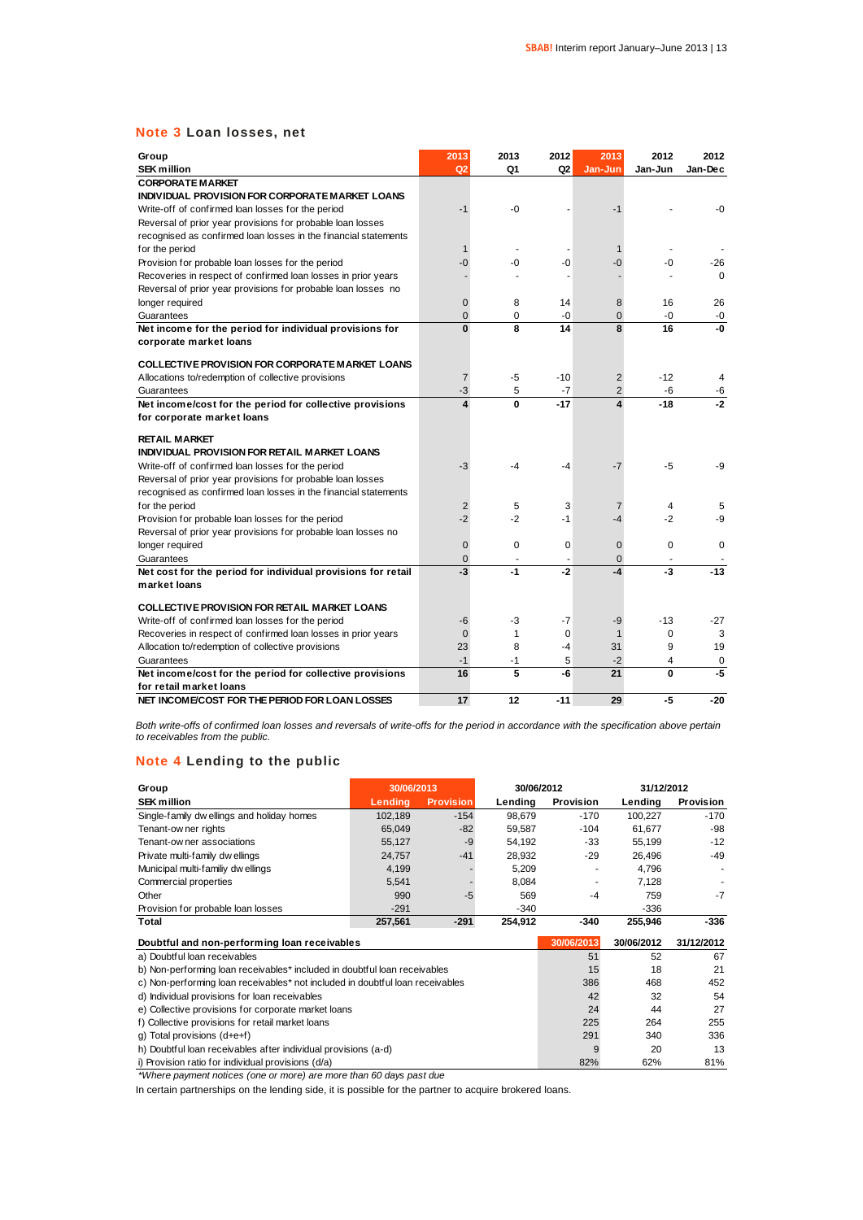## Note 3 Loan losses, net

| Group<br>SEK million | 2013<br>Q2 | 2013<br>Q1 | 2012<br>Q2 | 2013<br>Jan-Jun | 2012<br>Jan-Jun | 2012<br>Jan-Dec |
|---|---|---|---|---|---|---|
| **CORPORATE MARKET** | | | | | | |
| **INDIVIDUAL PROVISION FOR CORPORATE MARKET LOANS** | | | | | | |
| Write-off of confirmed loan losses for the period | -1 | -0 | - | -1 | - | -0 |
| Reversal of prior year provisions for probable loan losses recognised as confirmed loan losses in the financial statements for the period | 1 | - | - | 1 | - | - |
| Provision for probable loan losses for the period | -0 | -0 | -0 | -0 | -0 | -26 |
| Recoveries in respect of confirmed loan losses in prior years | - | - | - | - | - | 0 |
| Reversal of prior year provisions for probable loan losses no longer required | 0 | 8 | 14 | 8 | 16 | 26 |
| Guarantees | 0 | 0 | -0 | 0 | -0 | -0 |
| **Net income for the period for individual provisions for corporate market loans** | **0** | **8** | **14** | **8** | **16** | **-0** |
| **COLLECTIVE PROVISION FOR CORPORATE MARKET LOANS** | | | | | | |
| Allocations to/redemption of collective provisions | 7 | -5 | -10 | 2 | -12 | 4 |
| Guarantees | -3 | 5 | -7 | 2 | -6 | -6 |
| **Net income/cost for the period for collective provisions for corporate market loans** | **4** | **0** | **-17** | **4** | **-18** | **-2** |
| **RETAIL MARKET** | | | | | | |
| **INDIVIDUAL PROVISION FOR RETAIL MARKET LOANS** | | | | | | |
| Write-off of confirmed loan losses for the period | -3 | -4 | -4 | -7 | -5 | -9 |
| Reversal of prior year provisions for probable loan losses recognised as confirmed loan losses in the financial statements for the period | 2 | 5 | 3 | 7 | 4 | 5 |
| Provision for probable loan losses for the period | -2 | -2 | -1 | -4 | -2 | -9 |
| Reversal of prior year provisions for probable loan losses no longer required | 0 | 0 | 0 | 0 | 0 | 0 |
| Guarantees | 0 | - | - | 0 | - | - |
| **Net cost for the period for individual provisions for retail market loans** | **-3** | **-1** | **-2** | **-4** | **-3** | **-13** |
| **COLLECTIVE PROVISION FOR RETAIL MARKET LOANS** | | | | | | |
| Write-off of confirmed loan losses for the period | -6 | -3 | -7 | -9 | -13 | -27 |
| Recoveries in respect of confirmed loan losses in prior years | 0 | 1 | 0 | 1 | 0 | 3 |
| Allocation to/redemption of collective provisions | 23 | 8 | -4 | 31 | 9 | 19 |
| Guarantees | -1 | -1 | 5 | -2 | 4 | 0 |
| **Net income/cost for the period for collective provisions for retail market loans** | **16** | **5** | **-6** | **21** | **0** | **-5** |
| **NET INCOME/COST FOR THE PERIOD FOR LOAN LOSSES** | **17** | **12** | **-11** | **29** | **-5** | **-20** |

*Both write-offs of confirmed loan losses and reversals of write-offs for the period in accordance with the specification above pertain to receivables from the public.*

## Note 4 Lending to the public

| Group | 30/06/2013 | | 30/06/2012 | | 31/12/2012 | |
|---|---|---|---|---|---|---|
| **SEK million** | **Lending** | **Provision** | **Lending** | **Provision** | **Lending** | **Provision** |
| Single-family dwellings and holiday homes | 102,189 | -154 | 98,679 | -170 | 100,227 | -170 |
| Tenant-owner rights | 65,049 | -82 | 59,587 | -104 | 61,677 | -98 |
| Tenant-owner associations | 55,127 | -9 | 54,192 | -33 | 55,199 | -12 |
| Private multi-family dwellings | 24,757 | -41 | 28,932 | -29 | 26,496 | -49 |
| Municipal multi-familiy dwellings | 4,199 | - | 5,209 | - | 4,796 | - |
| Commercial properties | 5,541 | - | 8,084 | - | 7,128 | - |
| Other | 990 | -5 | 569 | -4 | 759 | -7 |
| Provision for probable loan losses | -291 | | -340 | | -336 | |
| **Total** | **257,561** | **-291** | **254,912** | **-340** | **255,946** | **-336** |

| Doubtful and non-performing loan receivables | 30/06/2013 | 30/06/2012 | 31/12/2012 |
|---|---|---|---|
| a) Doubtful loan receivables | 51 | 52 | 67 |
| b) Non-performing loan receivables* included in doubtful loan receivables | 15 | 18 | 21 |
| c) Non-performing loan receivables* not included in doubtful loan receivables | 386 | 468 | 452 |
| d) Individual provisions for loan receivables | 42 | 32 | 54 |
| e) Collective provisions for corporate market loans | 24 | 44 | 27 |
| f) Collective provisions for retail market loans | 225 | 264 | 255 |
| g) Total provisions (d+e+f) | 291 | 340 | 336 |
| h) Doubtful loan receivables after individual provisions (a-d) | 9 | 20 | 13 |
| i) Provision ratio for individual provisions (d/a) | 82% | 62% | 81% |

*\*Where payment notices (one or more) are more than 60 days past due*

In certain partnerships on the lending side, it is possible for the partner to acquire brokered loans.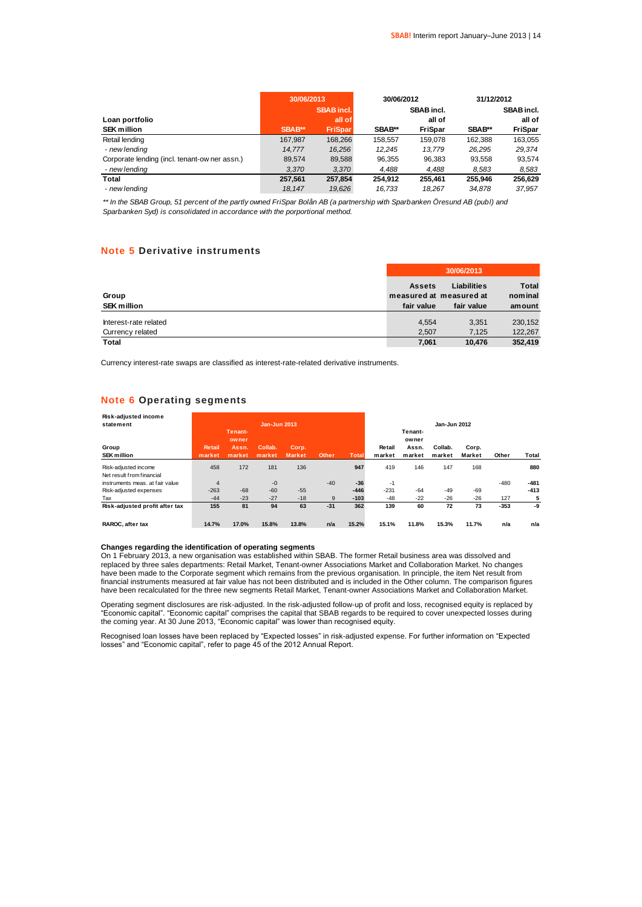| Loan portfolio<br>SEK million | 30/06/2013 | | 30/06/2012 | | 31/12/2012 | |
|---|---|---|---|---|---|---|
| | SBAB** | SBAB incl. all of FriSpar | SBAB** | SBAB incl. all of FriSpar | SBAB** | SBAB incl. all of FriSpar |
| Retail lending | 167,987 | 168,266 | 158,557 | 159,078 | 162,388 | 163,055 |
| *- new lending* | *14,777* | *16,256* | *12,245* | *13,779* | *26,295* | *29,374* |
| Corporate lending (incl. tenant-owner assn.) | 89,574 | 89,588 | 96,355 | 96,383 | 93,558 | 93,574 |
| *- new lending* | *3,370* | *3,370* | *4,488* | *4,488* | *8,583* | *8,583* |
| **Total** | **257,561** | **257,854** | **254,912** | **255,461** | **255,946** | **256,629** |
| *- new lending* | *18,147* | *19,626* | *16,733* | *18,267* | *34,878* | *37,957* |

*** In the SBAB Group, 51 percent of the partly owned FriSpar Bolån AB (a partnership with Sparbanken Öresund AB (publ) and Sparbanken Syd) is consolidated in accordance with the porportional method.*

## Note 5 Derivative instruments

| Group<br>SEK million | 30/06/2013 | | |
|---|---|---|---|
| | Assets measured at fair value | Liabilities measured at fair value | Total nominal amount |
| Interest-rate related | 4,554 | 3,351 | 230,152 |
| Currency related | 2,507 | 7,125 | 122,267 |
| **Total** | **7,061** | **10,476** | **352,419** |

Currency interest-rate swaps are classified as interest-rate-related derivative instruments.

## Note 6 Operating segments

| Risk-adjusted income statement<br>Group<br>SEK million | Jan-Jun 2013 | | | | | | Jan-Jun 2012 | | | | | |
|---|---|---|---|---|---|---|---|---|---|---|---|---|
| | Retail market | Tenant-owner Assn. market | Collab. market | Corp. Market | Other | Total | Retail market | Tenant-owner Assn. market | Collab. market | Corp. Market | Other | Total |
| Risk-adjusted income | 458 | 172 | 181 | 136 | | 947 | 419 | 146 | 147 | 168 | | 880 |
| Net result from financial instruments meas. at fair value | 4 | | -0 | | -40 | -36 | -1 | | | | -480 | -481 |
| Risk-adjusted expenses | -263 | -68 | -60 | -55 | | -446 | -231 | -64 | -49 | -69 | | -413 |
| Tax | -44 | -23 | -27 | -18 | 9 | -103 | -48 | -22 | -26 | -26 | 127 | 5 |
| **Risk-adjusted profit after tax** | **155** | **81** | **94** | **63** | **-31** | **362** | **139** | **60** | **72** | **73** | **-353** | **-9** |
| **RAROC, after tax** | **14.7%** | **17.0%** | **15.8%** | **13.8%** | **n/a** | **15.2%** | **15.1%** | **11.8%** | **15.3%** | **11.7%** | **n/a** | **n/a** |

**Changes regarding the identification of operating segments**

On 1 February 2013, a new organisation was established within SBAB. The former Retail business area was dissolved and replaced by three sales departments: Retail Market, Tenant-owner Associations Market and Collaboration Market. No changes have been made to the Corporate segment which remains from the previous organisation. In principle, the item Net result from financial instruments measured at fair value has not been distributed and is included in the Other column. The comparison figures have been recalculated for the three new segments Retail Market, Tenant-owner Associations Market and Collaboration Market.

Operating segment disclosures are risk-adjusted. In the risk-adjusted follow-up of profit and loss, recognised equity is replaced by "Economic capital". "Economic capital" comprises the capital that SBAB regards to be required to cover unexpected losses during the coming year. At 30 June 2013, "Economic capital" was lower than recognised equity.

Recognised loan losses have been replaced by "Expected losses" in risk-adjusted expense. For further information on "Expected losses" and "Economic capital", refer to page 45 of the 2012 Annual Report.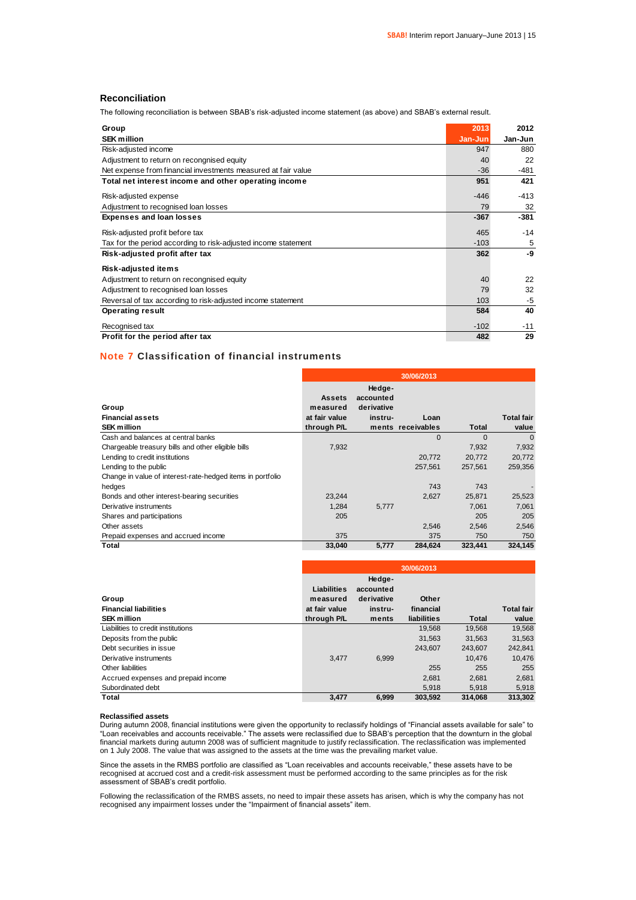## Reconciliation

The following reconciliation is between SBAB's risk-adjusted income statement (as above) and SBAB's external result.

| Group<br>SEK million | 2013<br>Jan-Jun | 2012<br>Jan-Jun |
|---|---|---|
| Risk-adjusted income | 947 | 880 |
| Adjustment to return on recongnised equity | 40 | 22 |
| Net expense from financial investments measured at fair value | -36 | -481 |
| **Total net interest income and other operating income** | **951** | **421** |
| Risk-adjusted expense | -446 | -413 |
| Adjustment to recognised loan losses | 79 | 32 |
| **Expenses and loan losses** | **-367** | **-381** |
| Risk-adjusted profit before tax | 465 | -14 |
| Tax for the period according to risk-adjusted income statement | -103 | 5 |
| **Risk-adjusted profit after tax** | **362** | **-9** |
| **Risk-adjusted items** | | |
| Adjustment to return on recongnised equity | 40 | 22 |
| Adjustment to recognised loan losses | 79 | 32 |
| Reversal of tax according to risk-adjusted income statement | 103 | -5 |
| **Operating result** | **584** | **40** |
| Recognised tax | -102 | -11 |
| **Profit for the period after tax** | **482** | **29** |

## Note 7 Classification of financial instruments

| Group<br>Financial assets<br>SEK million | 30/06/2013<br>Assets measured at fair value through P/L | Hedge-accounted derivative instruments | Loan receivables | Total | Total fair value |
|---|---|---|---|---|---|
| Cash and balances at central banks | | | 0 | 0 | 0 |
| Chargeable treasury bills and other eligible bills | 7,932 | | | 7,932 | 7,932 |
| Lending to credit institutions | | | 20,772 | 20,772 | 20,772 |
| Lending to the public | | | 257,561 | 257,561 | 259,356 |
| Change in value of interest-rate-hedged items in portfolio hedges | | | 743 | 743 | - |
| Bonds and other interest-bearing securities | 23,244 | | 2,627 | 25,871 | 25,523 |
| Derivative instruments | 1,284 | 5,777 | | 7,061 | 7,061 |
| Shares and participations | 205 | | | 205 | 205 |
| Other assets | | | 2,546 | 2,546 | 2,546 |
| Prepaid expenses and accrued income | 375 | | 375 | 750 | 750 |
| **Total** | **33,040** | **5,777** | **284,624** | **323,441** | **324,145** |

| Group<br>Financial liabilities<br>SEK million | 30/06/2013<br>Liabilities measured at fair value through P/L | Hedge-accounted derivative instruments | Other financial liabilities | Total | Total fair value |
|---|---|---|---|---|---|
| Liabilities to credit institutions | | | 19,568 | 19,568 | 19,568 |
| Deposits from the public | | | 31,563 | 31,563 | 31,563 |
| Debt securities in issue | | | 243,607 | 243,607 | 242,841 |
| Derivative instruments | 3,477 | 6,999 | | 10,476 | 10,476 |
| Other liabilities | | | 255 | 255 | 255 |
| Accrued expenses and prepaid income | | | 2,681 | 2,681 | 2,681 |
| Subordinated debt | | | 5,918 | 5,918 | 5,918 |
| **Total** | **3,477** | **6,999** | **303,592** | **314,068** | **313,302** |

**Reclassified assets**

During autumn 2008, financial institutions were given the opportunity to reclassify holdings of "Financial assets available for sale" to "Loan receivables and accounts receivable." The assets were reclassified due to SBAB's perception that the downturn in the global financial markets during autumn 2008 was of sufficient magnitude to justify reclassification. The reclassification was implemented on 1 July 2008. The value that was assigned to the assets at the time was the prevailing market value.

Since the assets in the RMBS portfolio are classified as "Loan receivables and accounts receivable," these assets have to be recognised at accrued cost and a credit-risk assessment must be performed according to the same principles as for the risk assessment of SBAB's credit portfolio.

Following the reclassification of the RMBS assets, no need to impair these assets has arisen, which is why the company has not recognised any impairment losses under the "Impairment of financial assets" item.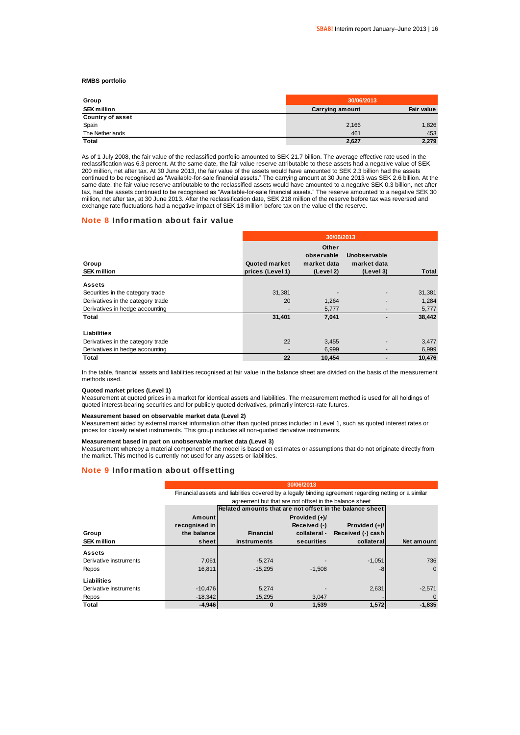**RMBS portfolio**

| Group | 30/06/2013 | |
|---|---|---|
| SEK million | Carrying amount | Fair value |
| **Country of asset** | | |
| Spain | 2,166 | 1,826 |
| The Netherlands | 461 | 453 |
| **Total** | **2,627** | **2,279** |

As of 1 July 2008, the fair value of the reclassified portfolio amounted to SEK 21.7 billion. The average effective rate used in the reclassification was 6.3 percent. At the same date, the fair value reserve attributable to these assets had a negative value of SEK 200 million, net after tax. At 30 June 2013, the fair value of the assets would have amounted to SEK 2.3 billion had the assets continued to be recognised as "Available-for-sale financial assets." The carrying amount at 30 June 2013 was SEK 2.6 billion. At the same date, the fair value reserve attributable to the reclassified assets would have amounted to a negative SEK 0.3 billion, net after tax, had the assets continued to be recognised as "Available-for-sale financial assets." The reserve amounted to a negative SEK 30 million, net after tax, at 30 June 2013. After the reclassification date, SEK 218 million of the reserve before tax was reversed and exchange rate fluctuations had a negative impact of SEK 18 million before tax on the value of the reserve.

## Note 8 Information about fair value

| Group | 30/06/2013 | | | |
|---|---|---|---|---|
| SEK million | Quoted market prices (Level 1) | Other observable market data (Level 2) | Unobservable market data (Level 3) | Total |
| **Assets** | | | | |
| Securities in the category trade | 31,381 | - | - | 31,381 |
| Derivatives in the category trade | 20 | 1,264 | - | 1,284 |
| Derivatives in hedge accounting | - | 5,777 | - | 5,777 |
| **Total** | **31,401** | **7,041** | **-** | **38,442** |
| **Liabilities** | | | | |
| Derivatives in the category trade | 22 | 3,455 | - | 3,477 |
| Derivatives in hedge accounting | - | 6,999 | - | 6,999 |
| **Total** | **22** | **10,454** | **-** | **10,476** |

In the table, financial assets and liabilities recognised at fair value in the balance sheet are divided on the basis of the measurement methods used.

**Quoted market prices (Level 1)**
Measurement at quoted prices in a market for identical assets and liabilities. The measurement method is used for all holdings of quoted interest-bearing securities and for publicly quoted derivatives, primarily interest-rate futures.

**Measurement based on observable market data (Level 2)**
Measurement aided by external market information other than quoted prices included in Level 1, such as quoted interest rates or prices for closely related instruments. This group includes all non-quoted derivative instruments.

**Measurement based in part on unobservable market data (Level 3)**
Measurement whereby a material component of the model is based on estimates or assumptions that do not originate directly from the market. This method is currently not used for any assets or liabilities.

## Note 9 Information about offsetting

| Group | 30/06/2013 — Financial assets and liabilities covered by a legally binding agreement regarding netting or a similar agreement but that are not offset in the balance sheet | | | | |
|---|---|---|---|---|---|
| | | Related amounts that are not offset in the balance sheet | | | |
| SEK million | Amount recognised in the balance sheet | Financial instruments | Provided (+)/ Received (-) collateral - securities | Provided (+)/ Received (-) cash collateral | Net amount |
| **Assets** | | | | | |
| Derivative instruments | 7,061 | -5,274 | - | -1,051 | 736 |
| Repos | 16,811 | -15,295 | -1,508 | -8 | 0 |
| **Liabilities** | | | | | |
| Derivative instruments | -10,476 | 5,274 | - | 2,631 | -2,571 |
| Repos | -18,342 | 15,295 | 3,047 | - | 0 |
| **Total** | **-4,946** | **0** | **1,539** | **1,572** | **-1,835** |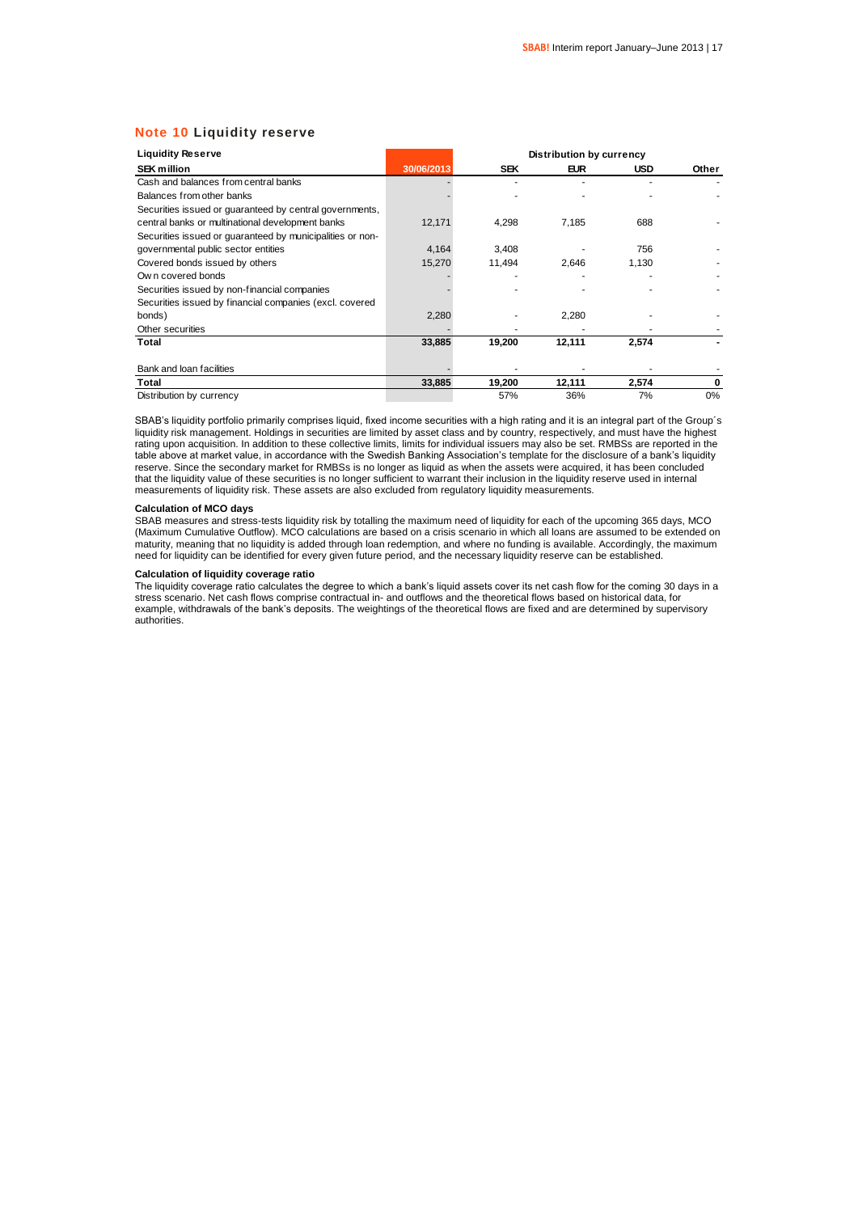## Note 10 Liquidity reserve

| Liquidity Reserve | | Distribution by currency | | | |
|---|---|---|---|---|---|
| SEK million | 30/06/2013 | SEK | EUR | USD | Other |
| Cash and balances from central banks | - | - | - | - | - |
| Balances from other banks | - | - | - | - | - |
| Securities issued or guaranteed by central governments, central banks or multinational development banks | 12,171 | 4,298 | 7,185 | 688 | - |
| Securities issued or guaranteed by municipalities or non-governmental public sector entities | 4,164 | 3,408 | - | 756 | - |
| Covered bonds issued by others | 15,270 | 11,494 | 2,646 | 1,130 | - |
| Own covered bonds | - | - | - | - | - |
| Securities issued by non-financial companies | - | - | - | - | - |
| Securities issued by financial companies (excl. covered bonds) | 2,280 | - | 2,280 | - | - |
| Other securities | - | - | - | - | - |
| **Total** | **33,885** | **19,200** | **12,111** | **2,574** | **-** |
| | | | | | |
| Bank and loan facilities | - | - | - | - | - |
| **Total** | **33,885** | **19,200** | **12,111** | **2,574** | **0** |
| Distribution by currency | | 57% | 36% | 7% | 0% |

SBAB's liquidity portfolio primarily comprises liquid, fixed income securities with a high rating and it is an integral part of the Group´s liquidity risk management. Holdings in securities are limited by asset class and by country, respectively, and must have the highest rating upon acquisition. In addition to these collective limits, limits for individual issuers may also be set. RMBSs are reported in the table above at market value, in accordance with the Swedish Banking Association's template for the disclosure of a bank's liquidity reserve. Since the secondary market for RMBSs is no longer as liquid as when the assets were acquired, it has been concluded that the liquidity value of these securities is no longer sufficient to warrant their inclusion in the liquidity reserve used in internal measurements of liquidity risk. These assets are also excluded from regulatory liquidity measurements.

**Calculation of MCO days**

SBAB measures and stress-tests liquidity risk by totalling the maximum need of liquidity for each of the upcoming 365 days, MCO (Maximum Cumulative Outflow). MCO calculations are based on a crisis scenario in which all loans are assumed to be extended on maturity, meaning that no liquidity is added through loan redemption, and where no funding is available. Accordingly, the maximum need for liquidity can be identified for every given future period, and the necessary liquidity reserve can be established.

**Calculation of liquidity coverage ratio**

The liquidity coverage ratio calculates the degree to which a bank's liquid assets cover its net cash flow for the coming 30 days in a stress scenario. Net cash flows comprise contractual in- and outflows and the theoretical flows based on historical data, for example, withdrawals of the bank's deposits. The weightings of the theoretical flows are fixed and are determined by supervisory authorities.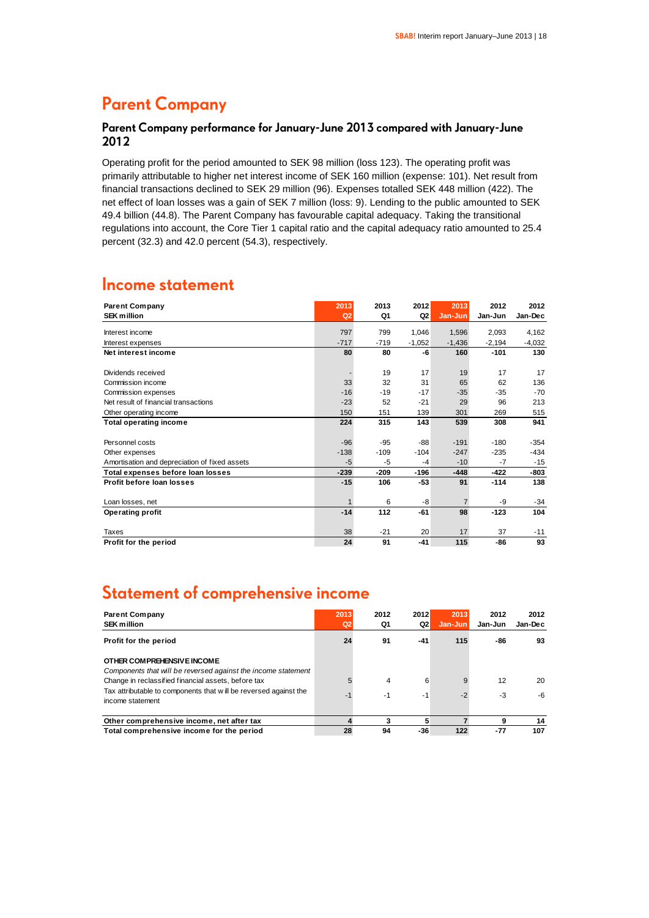# Parent Company

### Parent Company performance for January-June 2013 compared with January-June 2012

Operating profit for the period amounted to SEK 98 million (loss 123). The operating profit was primarily attributable to higher net interest income of SEK 160 million (expense: 101). Net result from financial transactions declined to SEK 29 million (96). Expenses totalled SEK 448 million (422). The net effect of loan losses was a gain of SEK 7 million (loss: 9). Lending to the public amounted to SEK 49.4 billion (44.8). The Parent Company has favourable capital adequacy. Taking the transitional regulations into account, the Core Tier 1 capital ratio and the capital adequacy ratio amounted to 25.4 percent (32.3) and 42.0 percent (54.3), respectively.

## Income statement

| Parent Company SEK million | 2013 Q2 | 2013 Q1 | 2012 Q2 | 2013 Jan-Jun | 2012 Jan-Jun | 2012 Jan-Dec |
|---|---|---|---|---|---|---|
| Interest income | 797 | 799 | 1,046 | 1,596 | 2,093 | 4,162 |
| Interest expenses | -717 | -719 | -1,052 | -1,436 | -2,194 | -4,032 |
| **Net interest income** | **80** | **80** | **-6** | **160** | **-101** | **130** |
| Dividends received | - | 19 | 17 | 19 | 17 | 17 |
| Commission income | 33 | 32 | 31 | 65 | 62 | 136 |
| Commission expenses | -16 | -19 | -17 | -35 | -35 | -70 |
| Net result of financial transactions | -23 | 52 | -21 | 29 | 96 | 213 |
| Other operating income | 150 | 151 | 139 | 301 | 269 | 515 |
| **Total operating income** | **224** | **315** | **143** | **539** | **308** | **941** |
| Personnel costs | -96 | -95 | -88 | -191 | -180 | -354 |
| Other expenses | -138 | -109 | -104 | -247 | -235 | -434 |
| Amortisation and depreciation of fixed assets | -5 | -5 | -4 | -10 | -7 | -15 |
| **Total expenses before loan losses** | **-239** | **-209** | **-196** | **-448** | **-422** | **-803** |
| **Profit before loan losses** | **-15** | **106** | **-53** | **91** | **-114** | **138** |
| Loan losses, net | 1 | 6 | -8 | 7 | -9 | -34 |
| **Operating profit** | **-14** | **112** | **-61** | **98** | **-123** | **104** |
| Taxes | 38 | -21 | 20 | 17 | 37 | -11 |
| **Profit for the period** | **24** | **91** | **-41** | **115** | **-86** | **93** |

## Statement of comprehensive income

| Parent Company SEK million | 2013 Q2 | 2012 Q1 | 2012 Q2 | 2013 Jan-Jun | 2012 Jan-Jun | 2012 Jan-Dec |
|---|---|---|---|---|---|---|
| **Profit for the period** | **24** | **91** | **-41** | **115** | **-86** | **93** |
| **OTHER COMPREHENSIVE INCOME** | | | | | | |
| *Components that will be reversed against the income statement* | | | | | | |
| Change in reclassified financial assets, before tax | 5 | 4 | 6 | 9 | 12 | 20 |
| Tax attributable to components that will be reversed against the income statement | -1 | -1 | -1 | -2 | -3 | -6 |
| **Other comprehensive income, net after tax** | **4** | **3** | **5** | **7** | **9** | **14** |
| **Total comprehensive income for the period** | **28** | **94** | **-36** | **122** | **-77** | **107** |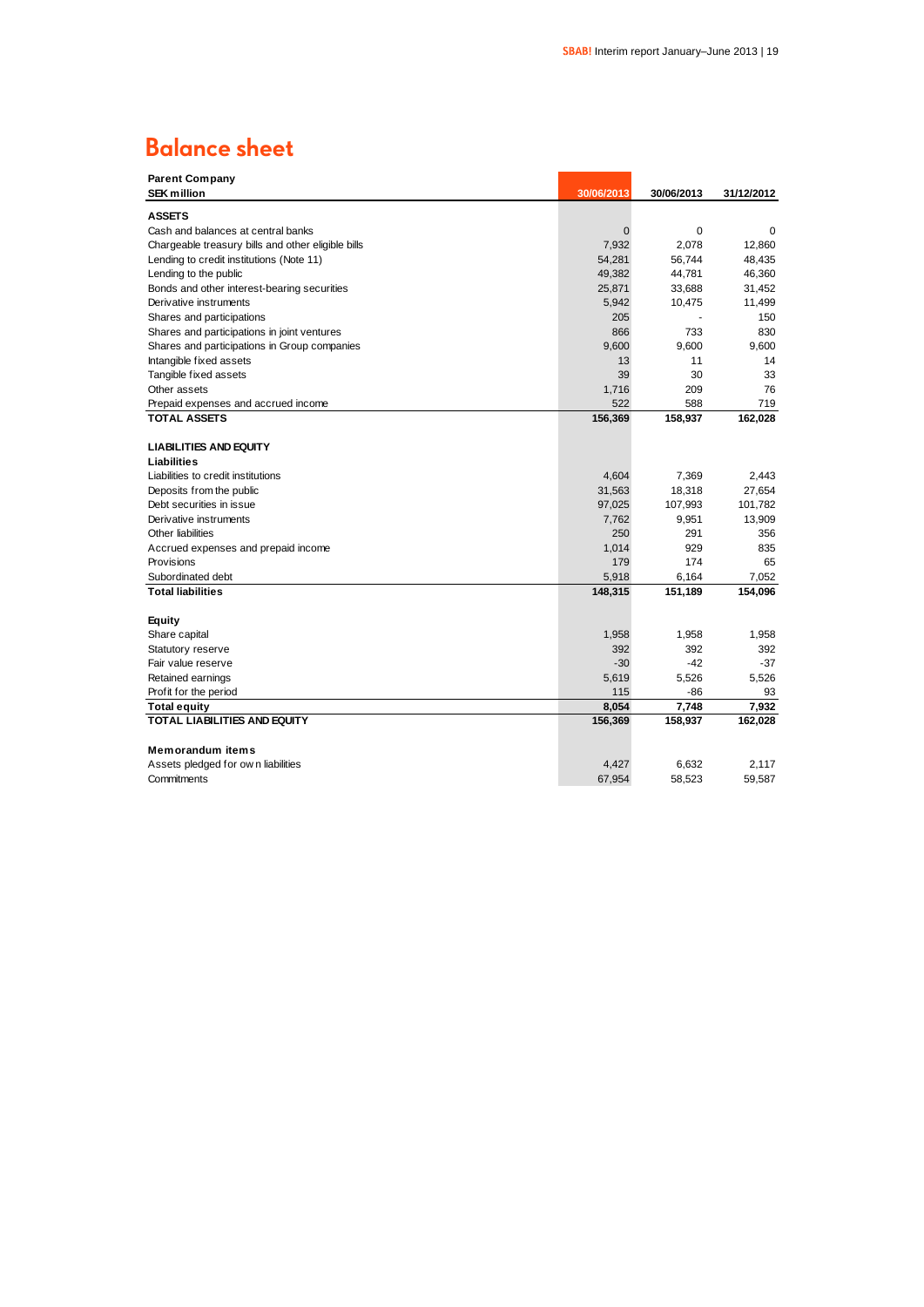# Balance sheet

| Parent Company<br>SEK million | 30/06/2013 | 30/06/2013 | 31/12/2012 |
|---|---|---|---|
| **ASSETS** | | | |
| Cash and balances at central banks | 0 | 0 | 0 |
| Chargeable treasury bills and other eligible bills | 7,932 | 2,078 | 12,860 |
| Lending to credit institutions (Note 11) | 54,281 | 56,744 | 48,435 |
| Lending to the public | 49,382 | 44,781 | 46,360 |
| Bonds and other interest-bearing securities | 25,871 | 33,688 | 31,452 |
| Derivative instruments | 5,942 | 10,475 | 11,499 |
| Shares and participations | 205 | - | 150 |
| Shares and participations in joint ventures | 866 | 733 | 830 |
| Shares and participations in Group companies | 9,600 | 9,600 | 9,600 |
| Intangible fixed assets | 13 | 11 | 14 |
| Tangible fixed assets | 39 | 30 | 33 |
| Other assets | 1,716 | 209 | 76 |
| Prepaid expenses and accrued income | 522 | 588 | 719 |
| **TOTAL ASSETS** | **156,369** | **158,937** | **162,028** |
| | | | |
| **LIABILITIES AND EQUITY** | | | |
| **Liabilities** | | | |
| Liabilities to credit institutions | 4,604 | 7,369 | 2,443 |
| Deposits from the public | 31,563 | 18,318 | 27,654 |
| Debt securities in issue | 97,025 | 107,993 | 101,782 |
| Derivative instruments | 7,762 | 9,951 | 13,909 |
| Other liabilities | 250 | 291 | 356 |
| Accrued expenses and prepaid income | 1,014 | 929 | 835 |
| Provisions | 179 | 174 | 65 |
| Subordinated debt | 5,918 | 6,164 | 7,052 |
| **Total liabilities** | **148,315** | **151,189** | **154,096** |
| | | | |
| **Equity** | | | |
| Share capital | 1,958 | 1,958 | 1,958 |
| Statutory reserve | 392 | 392 | 392 |
| Fair value reserve | -30 | -42 | -37 |
| Retained earnings | 5,619 | 5,526 | 5,526 |
| Profit for the period | 115 | -86 | 93 |
| **Total equity** | **8,054** | **7,748** | **7,932** |
| **TOTAL LIABILITIES AND EQUITY** | **156,369** | **158,937** | **162,028** |
| | | | |
| **Memorandum items** | | | |
| Assets pledged for own liabilities | 4,427 | 6,632 | 2,117 |
| Commitments | 67,954 | 58,523 | 59,587 |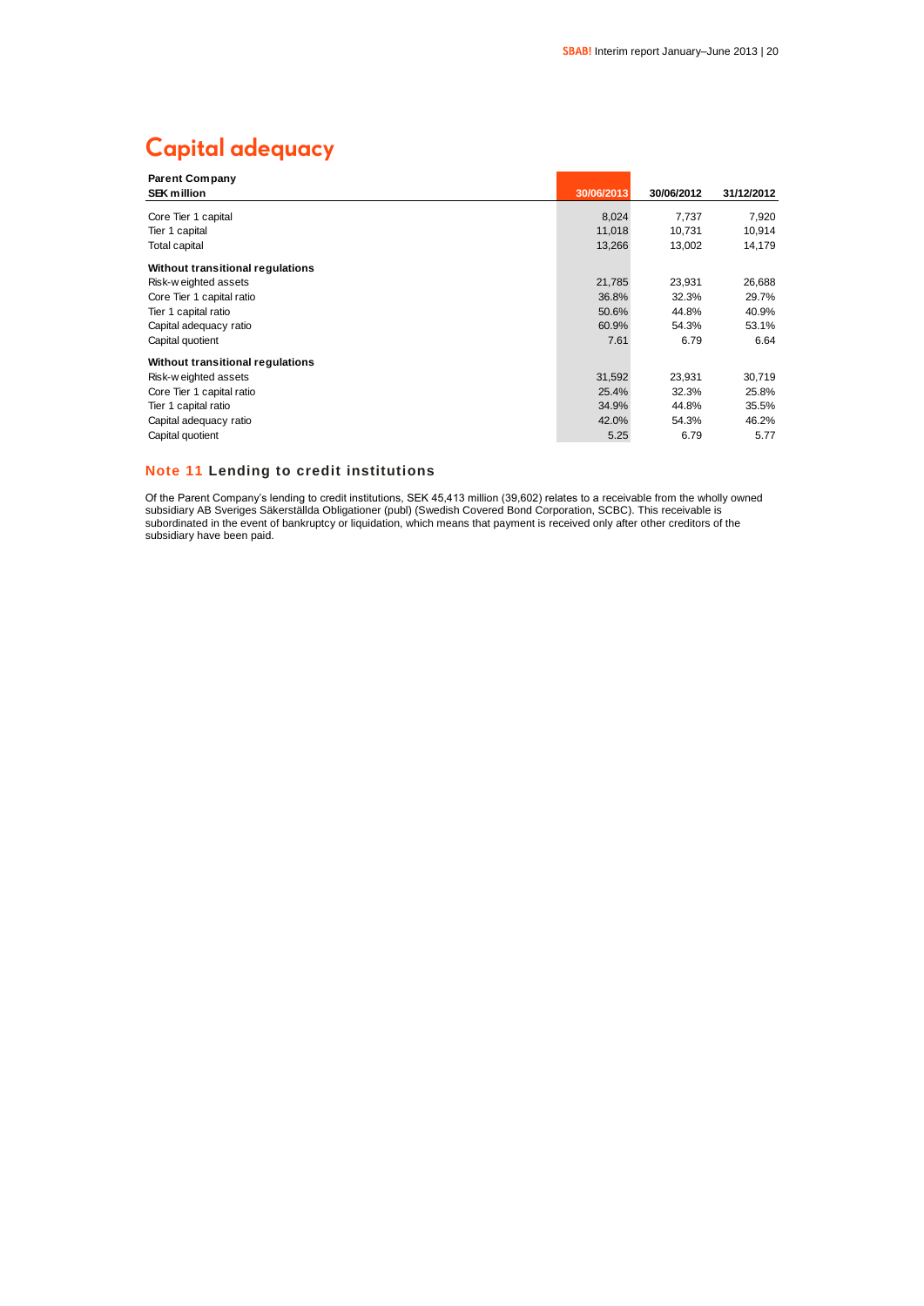# Capital adequacy

| Parent Company<br>SEK million | 30/06/2013 | 30/06/2012 | 31/12/2012 |
|---|---|---|---|
| Core Tier 1 capital | 8,024 | 7,737 | 7,920 |
| Tier 1 capital | 11,018 | 10,731 | 10,914 |
| Total capital | 13,266 | 13,002 | 14,179 |
| **Without transitional regulations** | | | |
| Risk-weighted assets | 21,785 | 23,931 | 26,688 |
| Core Tier 1 capital ratio | 36.8% | 32.3% | 29.7% |
| Tier 1 capital ratio | 50.6% | 44.8% | 40.9% |
| Capital adequacy ratio | 60.9% | 54.3% | 53.1% |
| Capital quotient | 7.61 | 6.79 | 6.64 |
| **Without transitional regulations** | | | |
| Risk-weighted assets | 31,592 | 23,931 | 30,719 |
| Core Tier 1 capital ratio | 25.4% | 32.3% | 25.8% |
| Tier 1 capital ratio | 34.9% | 44.8% | 35.5% |
| Capital adequacy ratio | 42.0% | 54.3% | 46.2% |
| Capital quotient | 5.25 | 6.79 | 5.77 |

## Note 11 Lending to credit institutions

Of the Parent Company's lending to credit institutions, SEK 45,413 million (39,602) relates to a receivable from the wholly owned subsidiary AB Sveriges Säkerställda Obligationer (publ) (Swedish Covered Bond Corporation, SCBC). This receivable is subordinated in the event of bankruptcy or liquidation, which means that payment is received only after other creditors of the subsidiary have been paid.